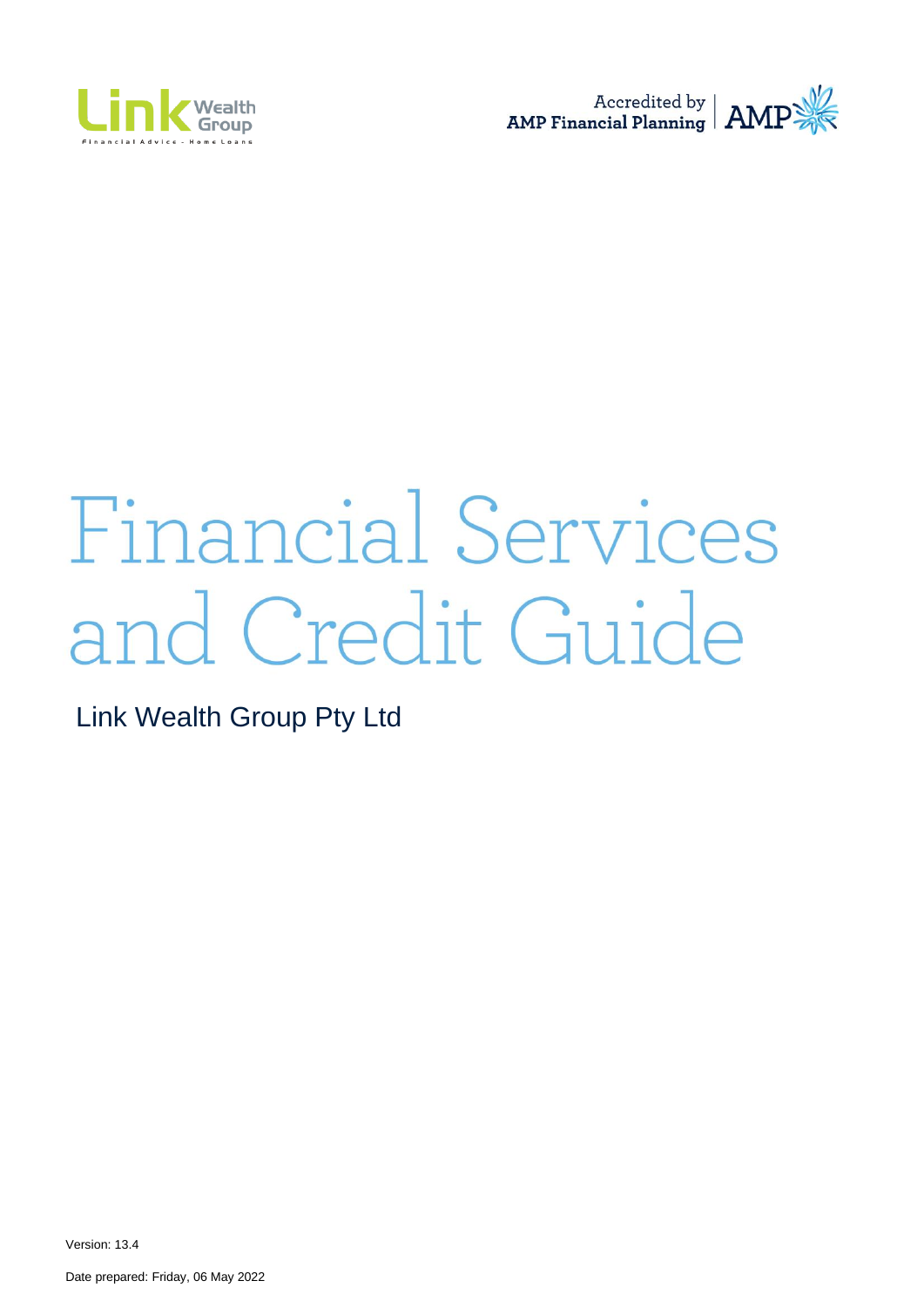Link Wealth Group

Financial Advice - Home Loans

Accredited by AMP Financial Planning | AMP

# Financial Services and Credit Guide

Link Wealth Group Pty Ltd

Version: 13.4

Date prepared: Friday, 06 May 2022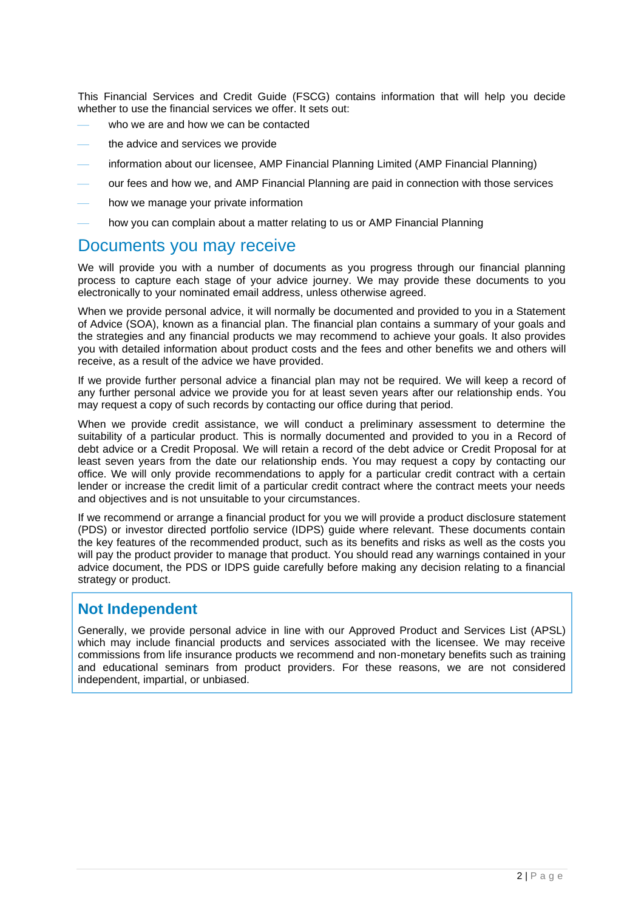This Financial Services and Credit Guide (FSCG) contains information that will help you decide whether to use the financial services we offer. It sets out:

- who we are and how we can be contacted
- the advice and services we provide
- information about our licensee, AMP Financial Planning Limited (AMP Financial Planning)
- our fees and how we, and AMP Financial Planning are paid in connection with those services
- how we manage your private information
- how you can complain about a matter relating to us or AMP Financial Planning

## Documents you may receive

We will provide you with a number of documents as you progress through our financial planning process to capture each stage of your advice journey. We may provide these documents to you electronically to your nominated email address, unless otherwise agreed.

When we provide personal advice, it will normally be documented and provided to you in a Statement of Advice (SOA), known as a financial plan. The financial plan contains a summary of your goals and the strategies and any financial products we may recommend to achieve your goals. It also provides you with detailed information about product costs and the fees and other benefits we and others will receive, as a result of the advice we have provided.

If we provide further personal advice a financial plan may not be required. We will keep a record of any further personal advice we provide you for at least seven years after our relationship ends. You may request a copy of such records by contacting our office during that period.

When we provide credit assistance, we will conduct a preliminary assessment to determine the suitability of a particular product. This is normally documented and provided to you in a Record of debt advice or a Credit Proposal. We will retain a record of the debt advice or Credit Proposal for at least seven years from the date our relationship ends. You may request a copy by contacting our office. We will only provide recommendations to apply for a particular credit contract with a certain lender or increase the credit limit of a particular credit contract where the contract meets your needs and objectives and is not unsuitable to your circumstances.

If we recommend or arrange a financial product for you we will provide a product disclosure statement (PDS) or investor directed portfolio service (IDPS) guide where relevant. These documents contain the key features of the recommended product, such as its benefits and risks as well as the costs you will pay the product provider to manage that product. You should read any warnings contained in your advice document, the PDS or IDPS guide carefully before making any decision relating to a financial strategy or product.

### Not Independent

Generally, we provide personal advice in line with our Approved Product and Services List (APSL) which may include financial products and services associated with the licensee. We may receive commissions from life insurance products we recommend and non-monetary benefits such as training and educational seminars from product providers. For these reasons, we are not considered independent, impartial, or unbiased.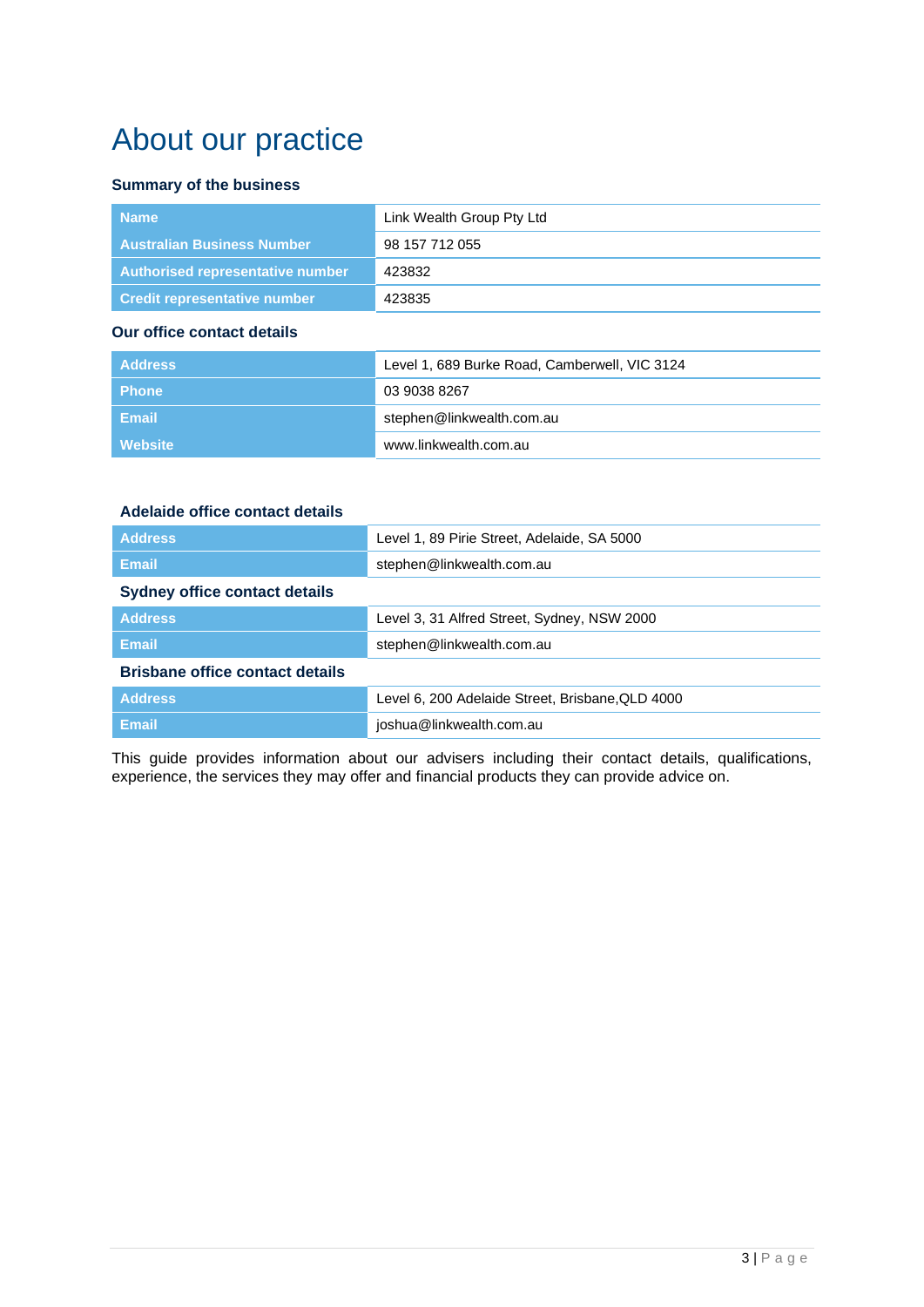# About our practice

### Summary of the business

| | |
|---|---|
| **Name** | Link Wealth Group Pty Ltd |
| **Australian Business Number** | 98 157 712 055 |
| **Authorised representative number** | 423832 |
| **Credit representative number** | 423835 |

### Our office contact details

| | |
|---|---|
| **Address** | Level 1, 689 Burke Road, Camberwell, VIC 3124 |
| **Phone** | 03 9038 8267 |
| **Email** | stephen@linkwealth.com.au |
| **Website** | www.linkwealth.com.au |

### Adelaide office contact details

| | |
|---|---|
| **Address** | Level 1, 89 Pirie Street, Adelaide, SA 5000 |
| **Email** | stephen@linkwealth.com.au |

### Sydney office contact details

| | |
|---|---|
| **Address** | Level 3, 31 Alfred Street, Sydney, NSW 2000 |
| **Email** | stephen@linkwealth.com.au |

### Brisbane office contact details

| | |
|---|---|
| **Address** | Level 6, 200 Adelaide Street, Brisbane,QLD 4000 |
| **Email** | joshua@linkwealth.com.au |

This guide provides information about our advisers including their contact details, qualifications, experience, the services they may offer and financial products they can provide advice on.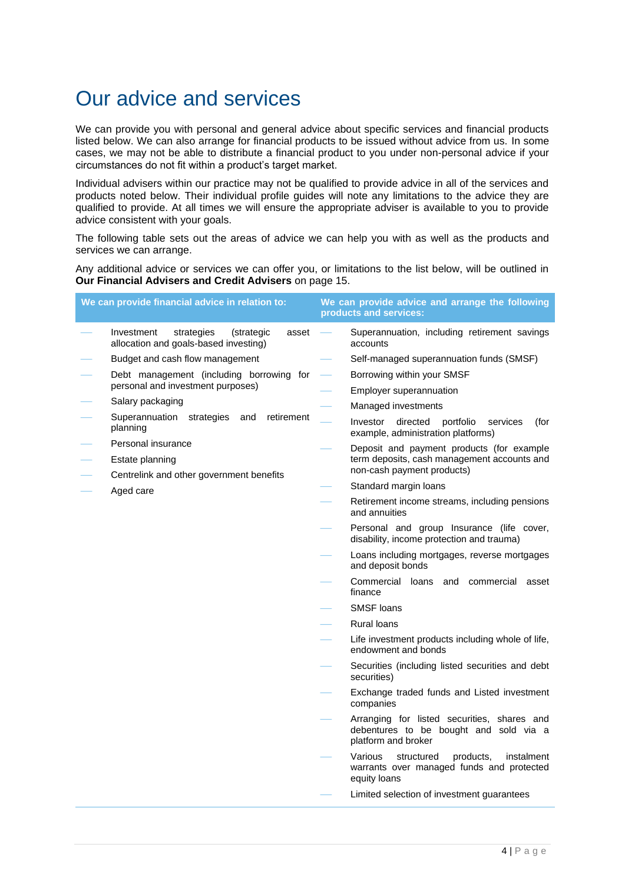# Our advice and services

We can provide you with personal and general advice about specific services and financial products listed below. We can also arrange for financial products to be issued without advice from us. In some cases, we may not be able to distribute a financial product to you under non-personal advice if your circumstances do not fit within a product's target market.

Individual advisers within our practice may not be qualified to provide advice in all of the services and products noted below. Their individual profile guides will note any limitations to the advice they are qualified to provide. At all times we will ensure the appropriate adviser is available to you to provide advice consistent with your goals.

The following table sets out the areas of advice we can help you with as well as the products and services we can arrange.

Any additional advice or services we can offer you, or limitations to the list below, will be outlined in **Our Financial Advisers and Credit Advisers** on page 15.

| We can provide financial advice in relation to: | We can provide advice and arrange the following products and services: |
|---|---|
| Investment strategies (strategic asset allocation and goals-based investing) | Superannuation, including retirement savings accounts |
| Budget and cash flow management | Self-managed superannuation funds (SMSF) |
| Debt management (including borrowing for personal and investment purposes) | Borrowing within your SMSF |
| Salary packaging | Employer superannuation |
| Superannuation strategies and retirement planning | Managed investments |
| Personal insurance | Investor directed portfolio services (for example, administration platforms) |
| Estate planning | Deposit and payment products (for example term deposits, cash management accounts and non-cash payment products) |
| Centrelink and other government benefits | Standard margin loans |
| Aged care | Retirement income streams, including pensions and annuities |
| | Personal and group Insurance (life cover, disability, income protection and trauma) |
| | Loans including mortgages, reverse mortgages and deposit bonds |
| | Commercial loans and commercial asset finance |
| | SMSF loans |
| | Rural loans |
| | Life investment products including whole of life, endowment and bonds |
| | Securities (including listed securities and debt securities) |
| | Exchange traded funds and Listed investment companies |
| | Arranging for listed securities, shares and debentures to be bought and sold via a platform and broker |
| | Various structured products, instalment warrants over managed funds and protected equity loans |
| | Limited selection of investment guarantees |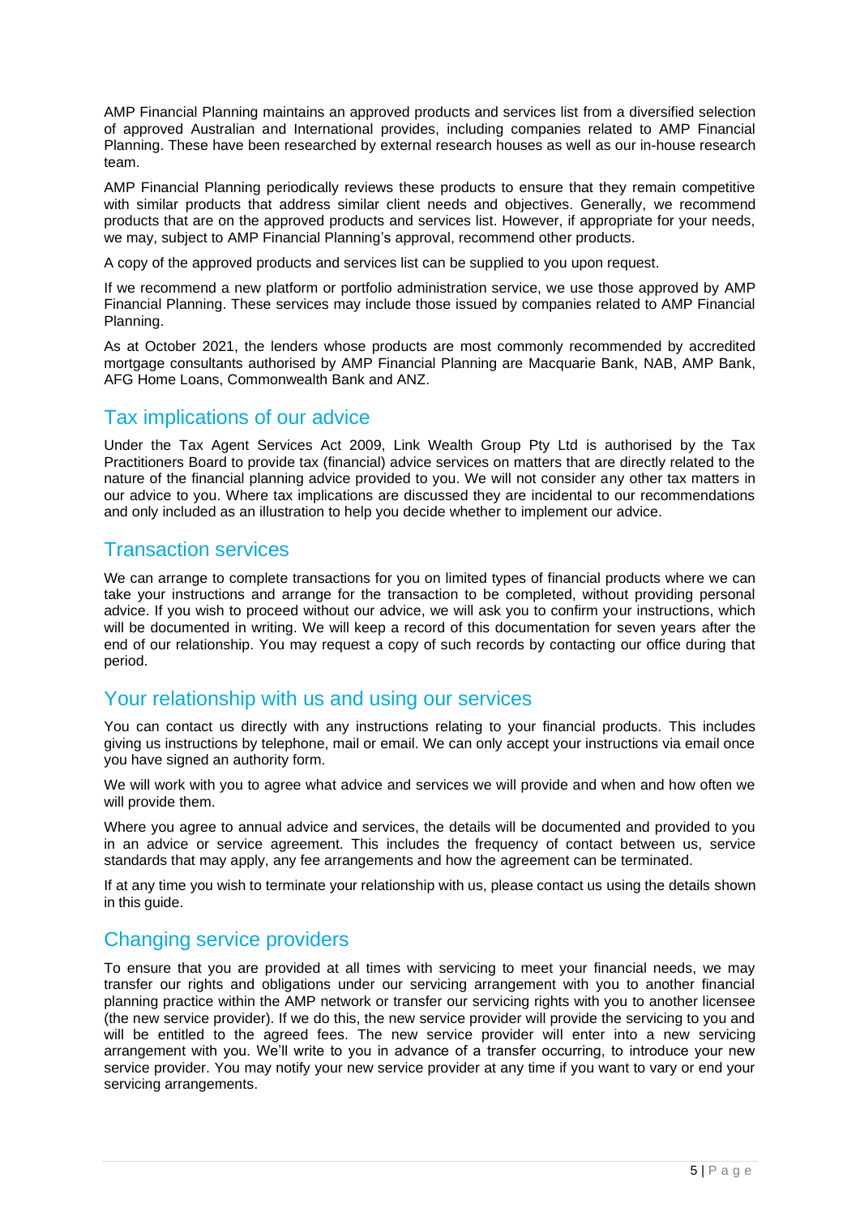AMP Financial Planning maintains an approved products and services list from a diversified selection of approved Australian and International provides, including companies related to AMP Financial Planning. These have been researched by external research houses as well as our in-house research team.

AMP Financial Planning periodically reviews these products to ensure that they remain competitive with similar products that address similar client needs and objectives. Generally, we recommend products that are on the approved products and services list. However, if appropriate for your needs, we may, subject to AMP Financial Planning's approval, recommend other products.

A copy of the approved products and services list can be supplied to you upon request.

If we recommend a new platform or portfolio administration service, we use those approved by AMP Financial Planning. These services may include those issued by companies related to AMP Financial Planning.

As at October 2021, the lenders whose products are most commonly recommended by accredited mortgage consultants authorised by AMP Financial Planning are Macquarie Bank, NAB, AMP Bank, AFG Home Loans, Commonwealth Bank and ANZ.

## Tax implications of our advice

Under the Tax Agent Services Act 2009, Link Wealth Group Pty Ltd is authorised by the Tax Practitioners Board to provide tax (financial) advice services on matters that are directly related to the nature of the financial planning advice provided to you. We will not consider any other tax matters in our advice to you. Where tax implications are discussed they are incidental to our recommendations and only included as an illustration to help you decide whether to implement our advice.

## Transaction services

We can arrange to complete transactions for you on limited types of financial products where we can take your instructions and arrange for the transaction to be completed, without providing personal advice. If you wish to proceed without our advice, we will ask you to confirm your instructions, which will be documented in writing. We will keep a record of this documentation for seven years after the end of our relationship. You may request a copy of such records by contacting our office during that period.

## Your relationship with us and using our services

You can contact us directly with any instructions relating to your financial products. This includes giving us instructions by telephone, mail or email. We can only accept your instructions via email once you have signed an authority form.

We will work with you to agree what advice and services we will provide and when and how often we will provide them.

Where you agree to annual advice and services, the details will be documented and provided to you in an advice or service agreement. This includes the frequency of contact between us, service standards that may apply, any fee arrangements and how the agreement can be terminated.

If at any time you wish to terminate your relationship with us, please contact us using the details shown in this guide.

## Changing service providers

To ensure that you are provided at all times with servicing to meet your financial needs, we may transfer our rights and obligations under our servicing arrangement with you to another financial planning practice within the AMP network or transfer our servicing rights with you to another licensee (the new service provider). If we do this, the new service provider will provide the servicing to you and will be entitled to the agreed fees. The new service provider will enter into a new servicing arrangement with you. We'll write to you in advance of a transfer occurring, to introduce your new service provider. You may notify your new service provider at any time if you want to vary or end your servicing arrangements.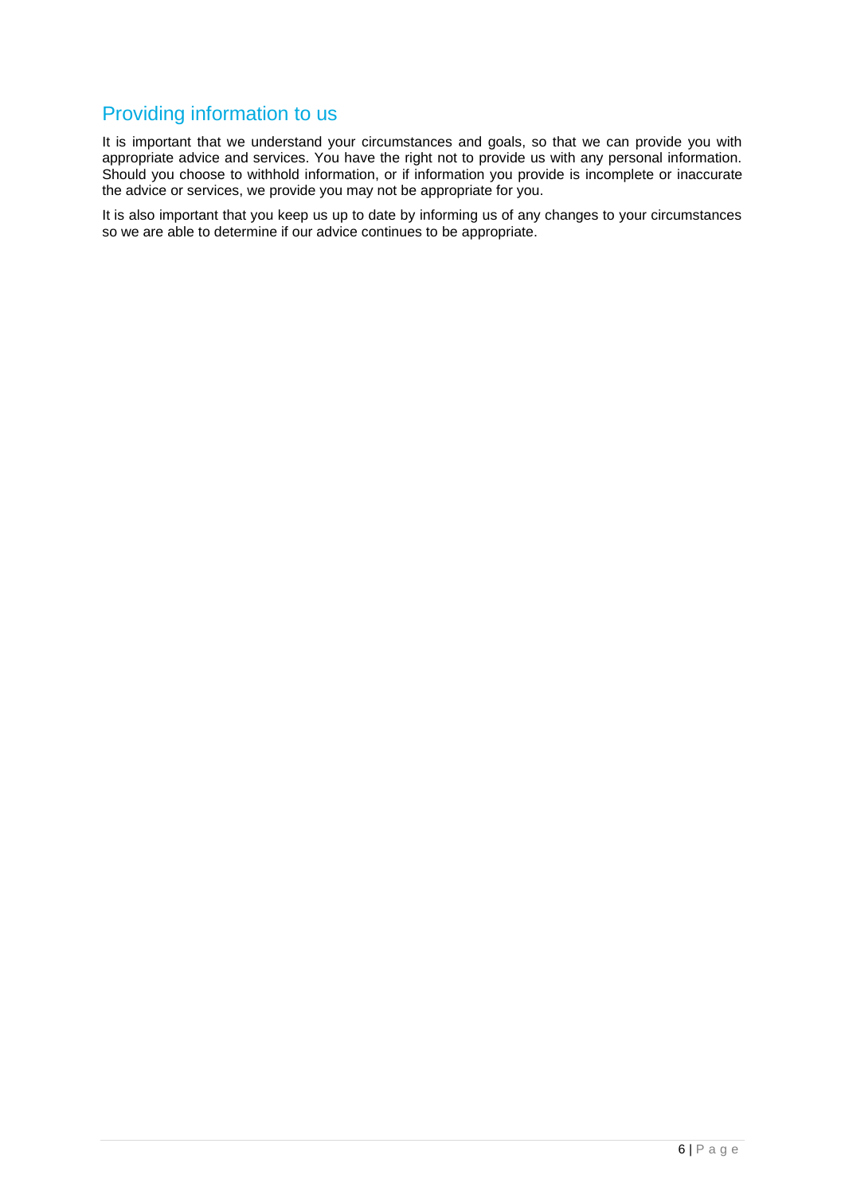## Providing information to us

It is important that we understand your circumstances and goals, so that we can provide you with appropriate advice and services. You have the right not to provide us with any personal information. Should you choose to withhold information, or if information you provide is incomplete or inaccurate the advice or services, we provide you may not be appropriate for you.

It is also important that you keep us up to date by informing us of any changes to your circumstances so we are able to determine if our advice continues to be appropriate.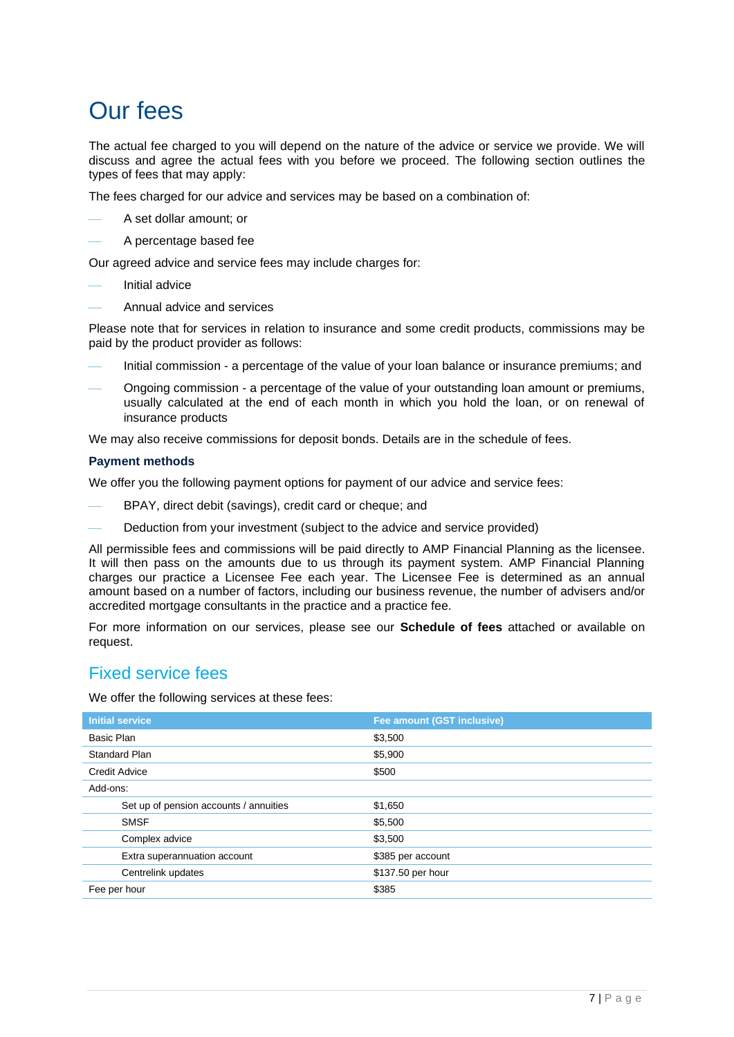# Our fees

The actual fee charged to you will depend on the nature of the advice or service we provide. We will discuss and agree the actual fees with you before we proceed. The following section outlines the types of fees that may apply:

The fees charged for our advice and services may be based on a combination of:

- A set dollar amount; or
- A percentage based fee

Our agreed advice and service fees may include charges for:

- Initial advice
- Annual advice and services

Please note that for services in relation to insurance and some credit products, commissions may be paid by the product provider as follows:

- Initial commission - a percentage of the value of your loan balance or insurance premiums; and
- Ongoing commission - a percentage of the value of your outstanding loan amount or premiums, usually calculated at the end of each month in which you hold the loan, or on renewal of insurance products

We may also receive commissions for deposit bonds. Details are in the schedule of fees.

### Payment methods

We offer you the following payment options for payment of our advice and service fees:

- BPAY, direct debit (savings), credit card or cheque; and
- Deduction from your investment (subject to the advice and service provided)

All permissible fees and commissions will be paid directly to AMP Financial Planning as the licensee. It will then pass on the amounts due to us through its payment system. AMP Financial Planning charges our practice a Licensee Fee each year. The Licensee Fee is determined as an annual amount based on a number of factors, including our business revenue, the number of advisers and/or accredited mortgage consultants in the practice and a practice fee.

For more information on our services, please see our **Schedule of fees** attached or available on request.

## Fixed service fees

We offer the following services at these fees:

| Initial service | Fee amount (GST inclusive) |
| --- | --- |
| Basic Plan | $3,500 |
| Standard Plan | $5,900 |
| Credit Advice | $500 |
| Add-ons: | |
| Set up of pension accounts / annuities | $1,650 |
| SMSF | $5,500 |
| Complex advice | $3,500 |
| Extra superannuation account | $385 per account |
| Centrelink updates | $137.50 per hour |
| Fee per hour | $385 |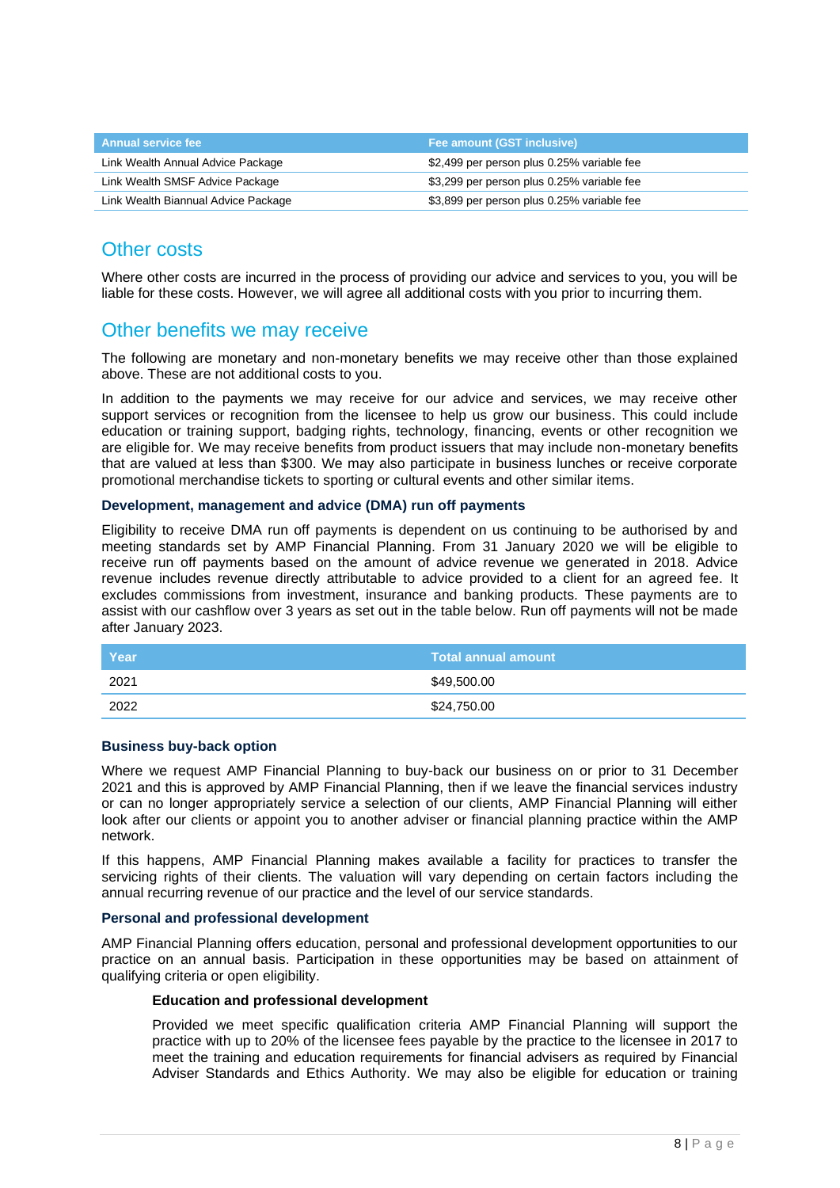| Annual service fee | Fee amount (GST inclusive) |
|---|---|
| Link Wealth Annual Advice Package | $2,499 per person plus 0.25% variable fee |
| Link Wealth SMSF Advice Package | $3,299 per person plus 0.25% variable fee |
| Link Wealth Biannual Advice Package | $3,899 per person plus 0.25% variable fee |

## Other costs

Where other costs are incurred in the process of providing our advice and services to you, you will be liable for these costs. However, we will agree all additional costs with you prior to incurring them.

## Other benefits we may receive

The following are monetary and non-monetary benefits we may receive other than those explained above. These are not additional costs to you.

In addition to the payments we may receive for our advice and services, we may receive other support services or recognition from the licensee to help us grow our business. This could include education or training support, badging rights, technology, financing, events or other recognition we are eligible for. We may receive benefits from product issuers that may include non-monetary benefits that are valued at less than $300. We may also participate in business lunches or receive corporate promotional merchandise tickets to sporting or cultural events and other similar items.

### Development, management and advice (DMA) run off payments

Eligibility to receive DMA run off payments is dependent on us continuing to be authorised by and meeting standards set by AMP Financial Planning. From 31 January 2020 we will be eligible to receive run off payments based on the amount of advice revenue we generated in 2018. Advice revenue includes revenue directly attributable to advice provided to a client for an agreed fee. It excludes commissions from investment, insurance and banking products. These payments are to assist with our cashflow over 3 years as set out in the table below. Run off payments will not be made after January 2023.

| Year | Total annual amount |
|---|---|
| 2021 | $49,500.00 |
| 2022 | $24,750.00 |

### Business buy-back option

Where we request AMP Financial Planning to buy-back our business on or prior to 31 December 2021 and this is approved by AMP Financial Planning, then if we leave the financial services industry or can no longer appropriately service a selection of our clients, AMP Financial Planning will either look after our clients or appoint you to another adviser or financial planning practice within the AMP network.

If this happens, AMP Financial Planning makes available a facility for practices to transfer the servicing rights of their clients. The valuation will vary depending on certain factors including the annual recurring revenue of our practice and the level of our service standards.

### Personal and professional development

AMP Financial Planning offers education, personal and professional development opportunities to our practice on an annual basis. Participation in these opportunities may be based on attainment of qualifying criteria or open eligibility.

#### Education and professional development

Provided we meet specific qualification criteria AMP Financial Planning will support the practice with up to 20% of the licensee fees payable by the practice to the licensee in 2017 to meet the training and education requirements for financial advisers as required by Financial Adviser Standards and Ethics Authority. We may also be eligible for education or training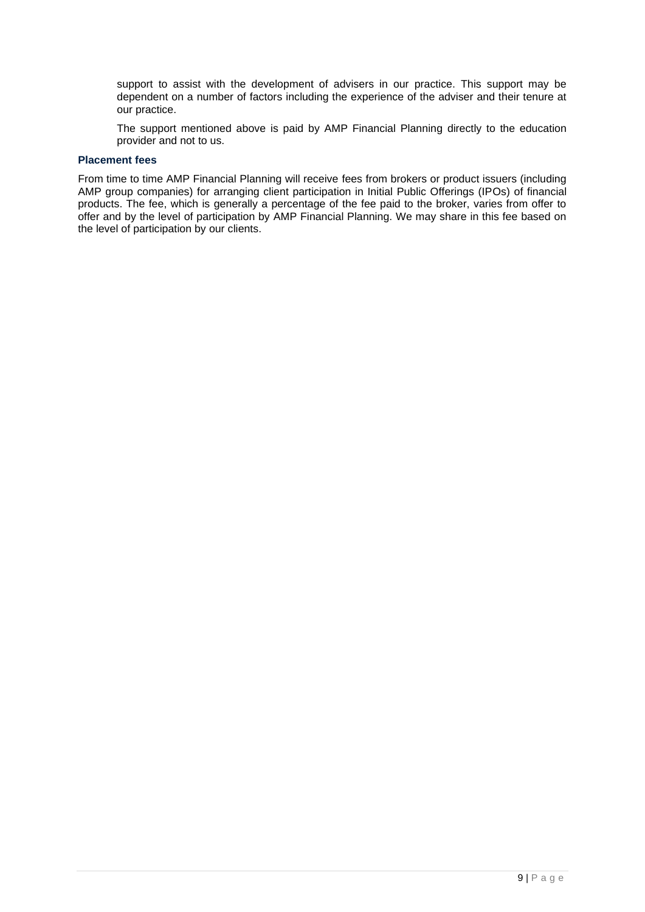support to assist with the development of advisers in our practice. This support may be dependent on a number of factors including the experience of the adviser and their tenure at our practice.

The support mentioned above is paid by AMP Financial Planning directly to the education provider and not to us.

### Placement fees

From time to time AMP Financial Planning will receive fees from brokers or product issuers (including AMP group companies) for arranging client participation in Initial Public Offerings (IPOs) of financial products. The fee, which is generally a percentage of the fee paid to the broker, varies from offer to offer and by the level of participation by AMP Financial Planning. We may share in this fee based on the level of participation by our clients.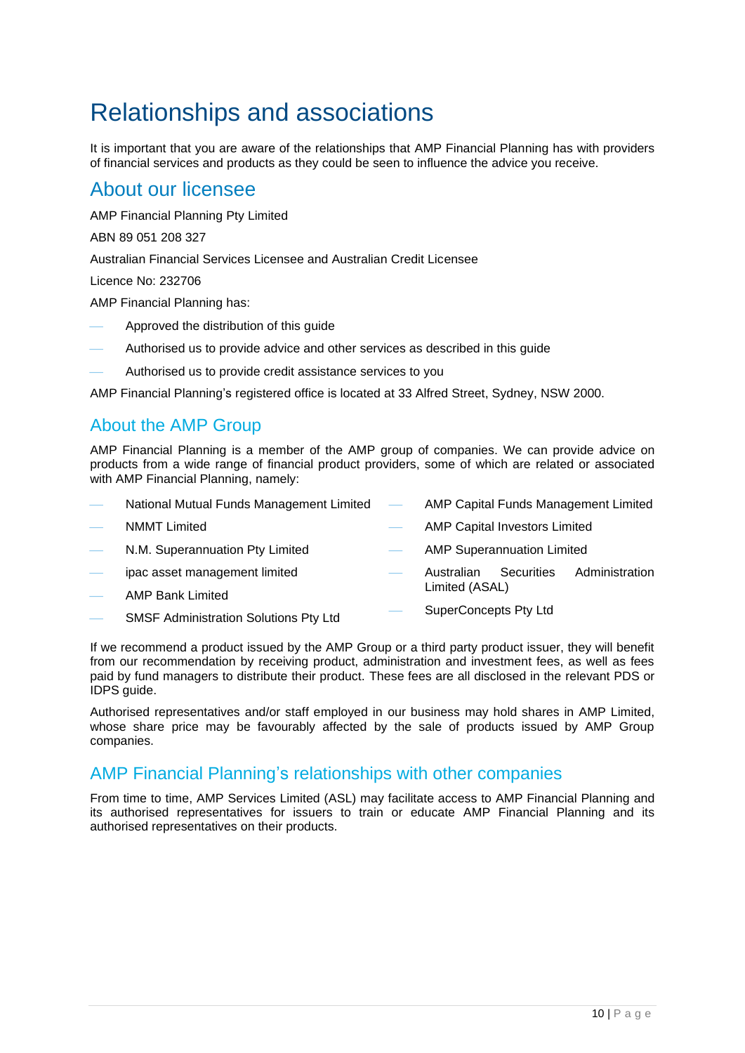# Relationships and associations

It is important that you are aware of the relationships that AMP Financial Planning has with providers of financial services and products as they could be seen to influence the advice you receive.

## About our licensee

AMP Financial Planning Pty Limited

ABN 89 051 208 327

Australian Financial Services Licensee and Australian Credit Licensee

Licence No: 232706

AMP Financial Planning has:

- Approved the distribution of this guide
- Authorised us to provide advice and other services as described in this guide
- Authorised us to provide credit assistance services to you

AMP Financial Planning's registered office is located at 33 Alfred Street, Sydney, NSW 2000.

## About the AMP Group

AMP Financial Planning is a member of the AMP group of companies. We can provide advice on products from a wide range of financial product providers, some of which are related or associated with AMP Financial Planning, namely:

- National Mutual Funds Management Limited
- NMMT Limited
- N.M. Superannuation Pty Limited
- ipac asset management limited
- AMP Bank Limited
- SMSF Administration Solutions Pty Ltd
- AMP Capital Funds Management Limited
- AMP Capital Investors Limited
- AMP Superannuation Limited
- Australian Securities Administration Limited (ASAL)
- SuperConcepts Pty Ltd

If we recommend a product issued by the AMP Group or a third party product issuer, they will benefit from our recommendation by receiving product, administration and investment fees, as well as fees paid by fund managers to distribute their product. These fees are all disclosed in the relevant PDS or IDPS guide.

Authorised representatives and/or staff employed in our business may hold shares in AMP Limited, whose share price may be favourably affected by the sale of products issued by AMP Group companies.

## AMP Financial Planning's relationships with other companies

From time to time, AMP Services Limited (ASL) may facilitate access to AMP Financial Planning and its authorised representatives for issuers to train or educate AMP Financial Planning and its authorised representatives on their products.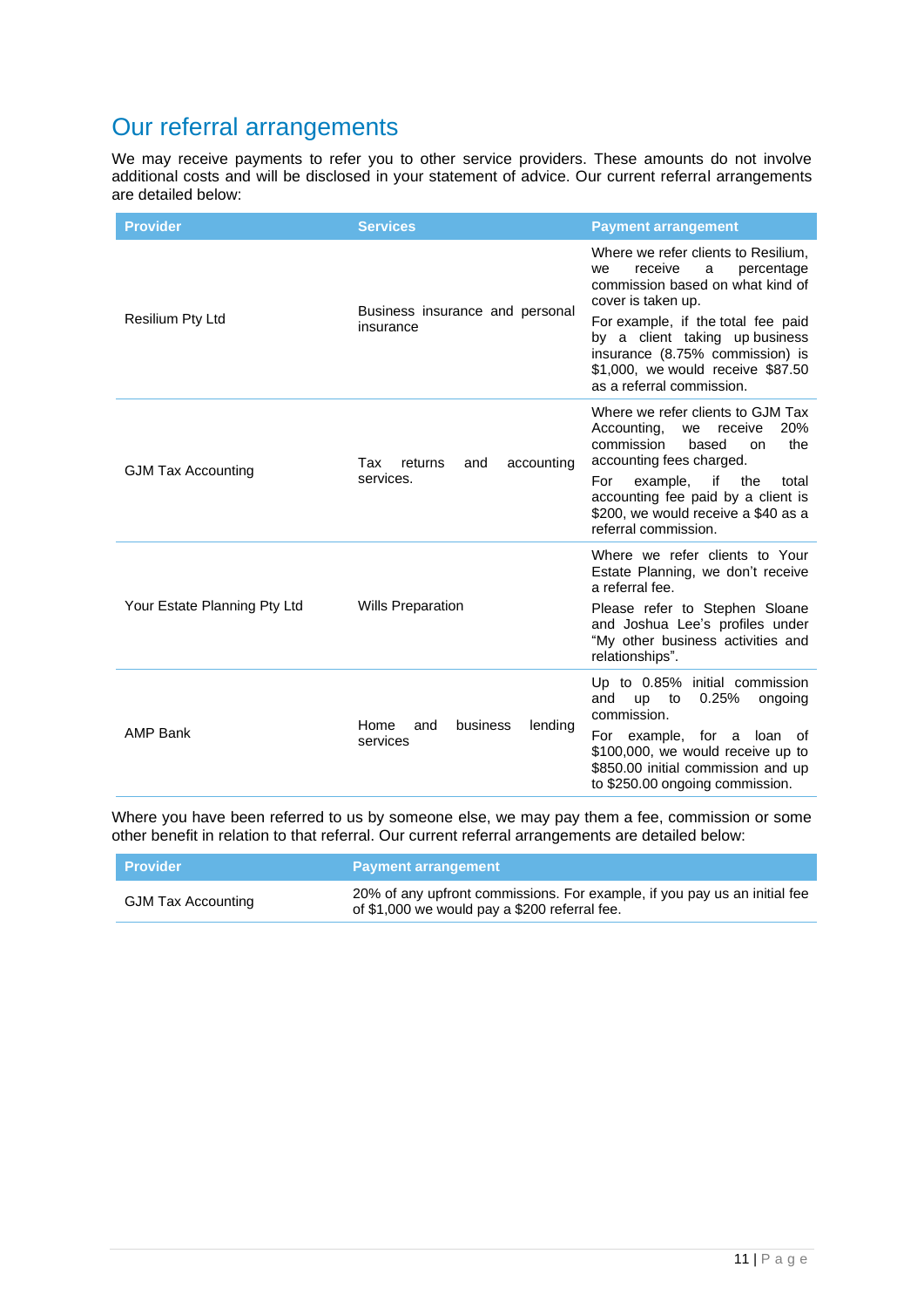## Our referral arrangements

We may receive payments to refer you to other service providers. These amounts do not involve additional costs and will be disclosed in your statement of advice. Our current referral arrangements are detailed below:

| Provider | Services | Payment arrangement |
|---|---|---|
| Resilium Pty Ltd | Business insurance and personal insurance | Where we refer clients to Resilium, we receive a percentage commission based on what kind of cover is taken up.<br><br>For example, if the total fee paid by a client taking up business insurance (8.75% commission) is $1,000, we would receive $87.50 as a referral commission. |
| GJM Tax Accounting | Tax returns and accounting services. | Where we refer clients to GJM Tax Accounting, we receive 20% commission based on the accounting fees charged.<br><br>For example, if the total accounting fee paid by a client is $200, we would receive a $40 as a referral commission. |
| Your Estate Planning Pty Ltd | Wills Preparation | Where we refer clients to Your Estate Planning, we don't receive a referral fee.<br><br>Please refer to Stephen Sloane and Joshua Lee's profiles under "My other business activities and relationships". |
| AMP Bank | Home and business lending services | Up to 0.85% initial commission and up to 0.25% ongoing commission.<br><br>For example, for a loan of $100,000, we would receive up to $850.00 initial commission and up to $250.00 ongoing commission. |

Where you have been referred to us by someone else, we may pay them a fee, commission or some other benefit in relation to that referral. Our current referral arrangements are detailed below:

| Provider | Payment arrangement |
|---|---|
| GJM Tax Accounting | 20% of any upfront commissions. For example, if you pay us an initial fee of $1,000 we would pay a $200 referral fee. |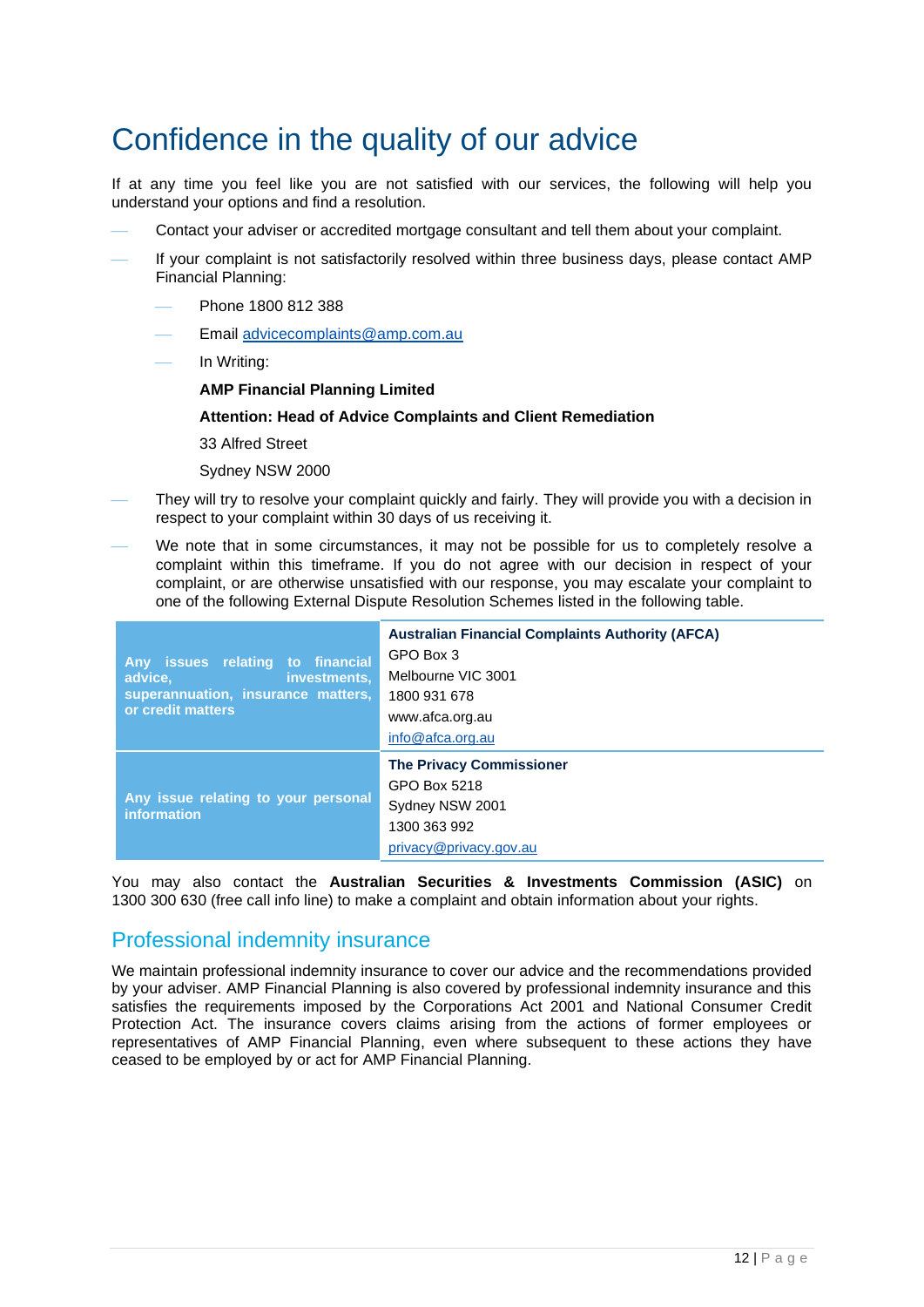# Confidence in the quality of our advice

If at any time you feel like you are not satisfied with our services, the following will help you understand your options and find a resolution.

- Contact your adviser or accredited mortgage consultant and tell them about your complaint.
- If your complaint is not satisfactorily resolved within three business days, please contact AMP Financial Planning:
  - Phone 1800 812 388
  - Email advicecomplaints@amp.com.au
  - In Writing:

    **AMP Financial Planning Limited**

    **Attention: Head of Advice Complaints and Client Remediation**

    33 Alfred Street

    Sydney NSW 2000
- They will try to resolve your complaint quickly and fairly. They will provide you with a decision in respect to your complaint within 30 days of us receiving it.
- We note that in some circumstances, it may not be possible for us to completely resolve a complaint within this timeframe. If you do not agree with our decision in respect of your complaint, or are otherwise unsatisfied with our response, you may escalate your complaint to one of the following External Dispute Resolution Schemes listed in the following table.

| | |
|---|---|
| **Any issues relating to financial advice, investments, superannuation, insurance matters, or credit matters** | **Australian Financial Complaints Authority (AFCA)**<br>GPO Box 3<br>Melbourne VIC 3001<br>1800 931 678<br>www.afca.org.au<br>info@afca.org.au |
| **Any issue relating to your personal information** | **The Privacy Commissioner**<br>GPO Box 5218<br>Sydney NSW 2001<br>1300 363 992<br>privacy@privacy.gov.au |

You may also contact the **Australian Securities & Investments Commission (ASIC)** on 1300 300 630 (free call info line) to make a complaint and obtain information about your rights.

## Professional indemnity insurance

We maintain professional indemnity insurance to cover our advice and the recommendations provided by your adviser. AMP Financial Planning is also covered by professional indemnity insurance and this satisfies the requirements imposed by the Corporations Act 2001 and National Consumer Credit Protection Act. The insurance covers claims arising from the actions of former employees or representatives of AMP Financial Planning, even where subsequent to these actions they have ceased to be employed by or act for AMP Financial Planning.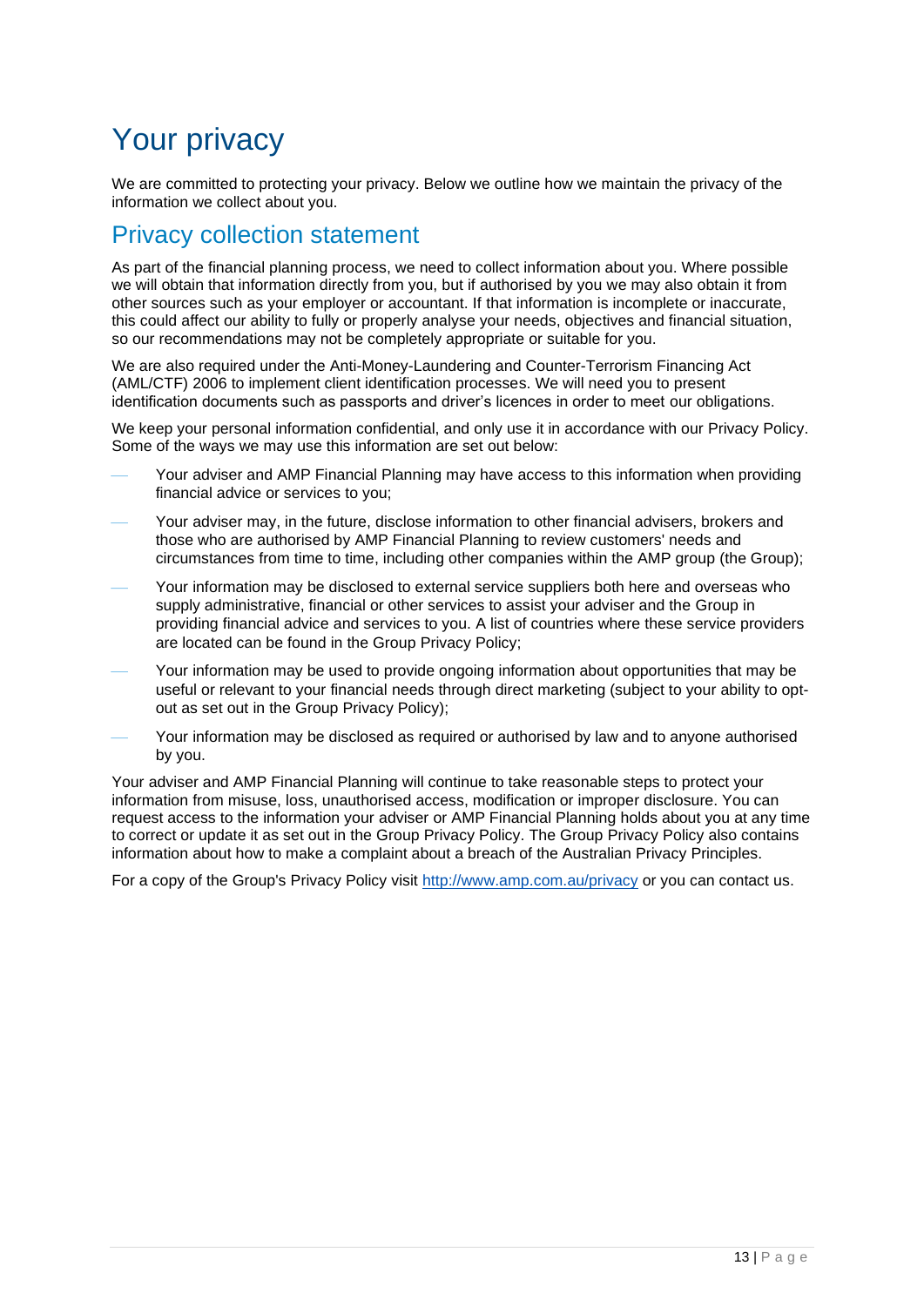# Your privacy

We are committed to protecting your privacy. Below we outline how we maintain the privacy of the information we collect about you.

## Privacy collection statement

As part of the financial planning process, we need to collect information about you. Where possible we will obtain that information directly from you, but if authorised by you we may also obtain it from other sources such as your employer or accountant. If that information is incomplete or inaccurate, this could affect our ability to fully or properly analyse your needs, objectives and financial situation, so our recommendations may not be completely appropriate or suitable for you.

We are also required under the Anti-Money-Laundering and Counter-Terrorism Financing Act (AML/CTF) 2006 to implement client identification processes. We will need you to present identification documents such as passports and driver's licences in order to meet our obligations.

We keep your personal information confidential, and only use it in accordance with our Privacy Policy. Some of the ways we may use this information are set out below:

- Your adviser and AMP Financial Planning may have access to this information when providing financial advice or services to you;
- Your adviser may, in the future, disclose information to other financial advisers, brokers and those who are authorised by AMP Financial Planning to review customers' needs and circumstances from time to time, including other companies within the AMP group (the Group);
- Your information may be disclosed to external service suppliers both here and overseas who supply administrative, financial or other services to assist your adviser and the Group in providing financial advice and services to you. A list of countries where these service providers are located can be found in the Group Privacy Policy;
- Your information may be used to provide ongoing information about opportunities that may be useful or relevant to your financial needs through direct marketing (subject to your ability to opt-out as set out in the Group Privacy Policy);
- Your information may be disclosed as required or authorised by law and to anyone authorised by you.

Your adviser and AMP Financial Planning will continue to take reasonable steps to protect your information from misuse, loss, unauthorised access, modification or improper disclosure. You can request access to the information your adviser or AMP Financial Planning holds about you at any time to correct or update it as set out in the Group Privacy Policy. The Group Privacy Policy also contains information about how to make a complaint about a breach of the Australian Privacy Principles.

For a copy of the Group's Privacy Policy visit [http://www.amp.com.au/privacy](http://www.amp.com.au/privacy) or you can contact us.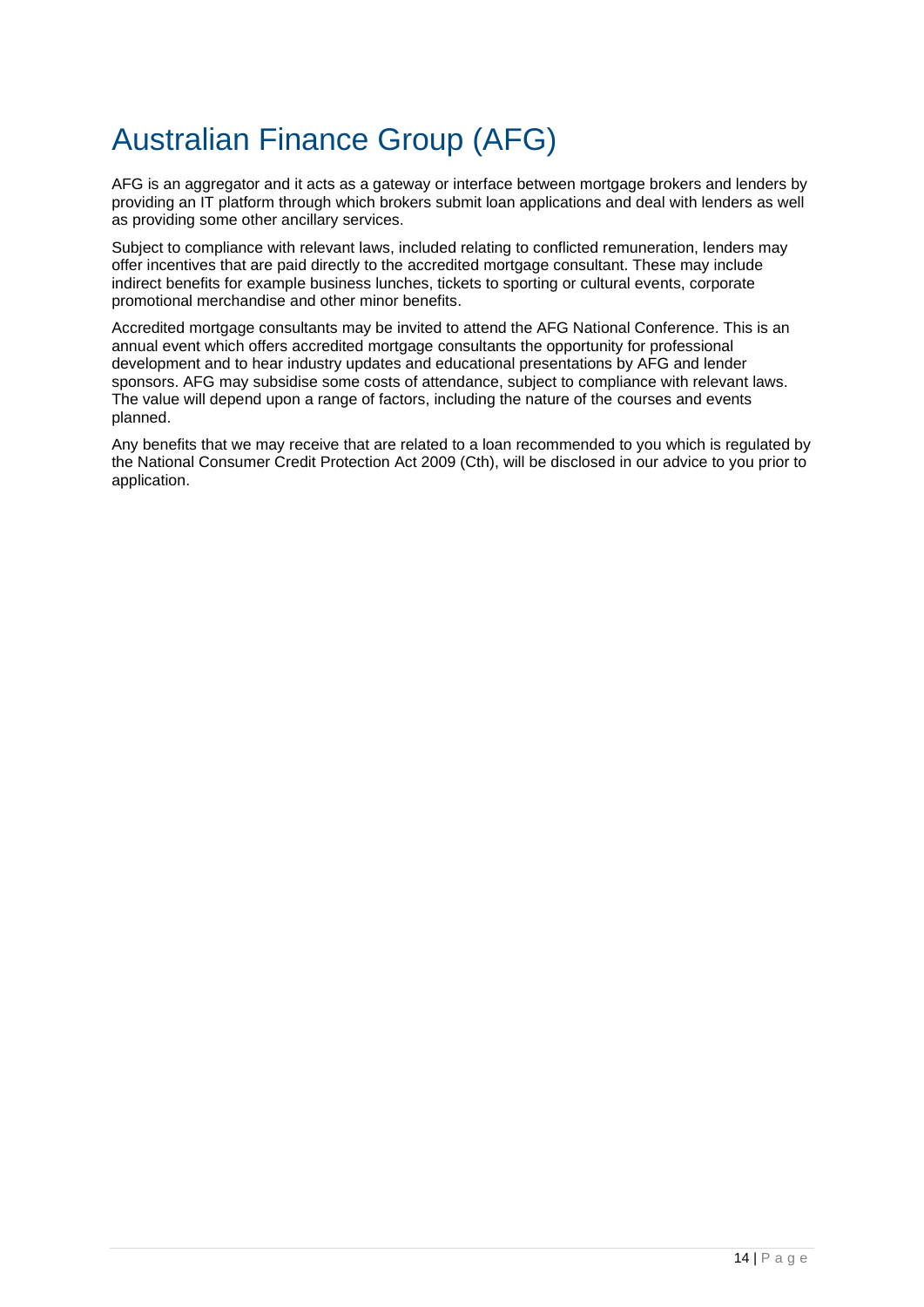# Australian Finance Group (AFG)

AFG is an aggregator and it acts as a gateway or interface between mortgage brokers and lenders by providing an IT platform through which brokers submit loan applications and deal with lenders as well as providing some other ancillary services.

Subject to compliance with relevant laws, included relating to conflicted remuneration, lenders may offer incentives that are paid directly to the accredited mortgage consultant. These may include indirect benefits for example business lunches, tickets to sporting or cultural events, corporate promotional merchandise and other minor benefits.

Accredited mortgage consultants may be invited to attend the AFG National Conference. This is an annual event which offers accredited mortgage consultants the opportunity for professional development and to hear industry updates and educational presentations by AFG and lender sponsors. AFG may subsidise some costs of attendance, subject to compliance with relevant laws. The value will depend upon a range of factors, including the nature of the courses and events planned.

Any benefits that we may receive that are related to a loan recommended to you which is regulated by the National Consumer Credit Protection Act 2009 (Cth), will be disclosed in our advice to you prior to application.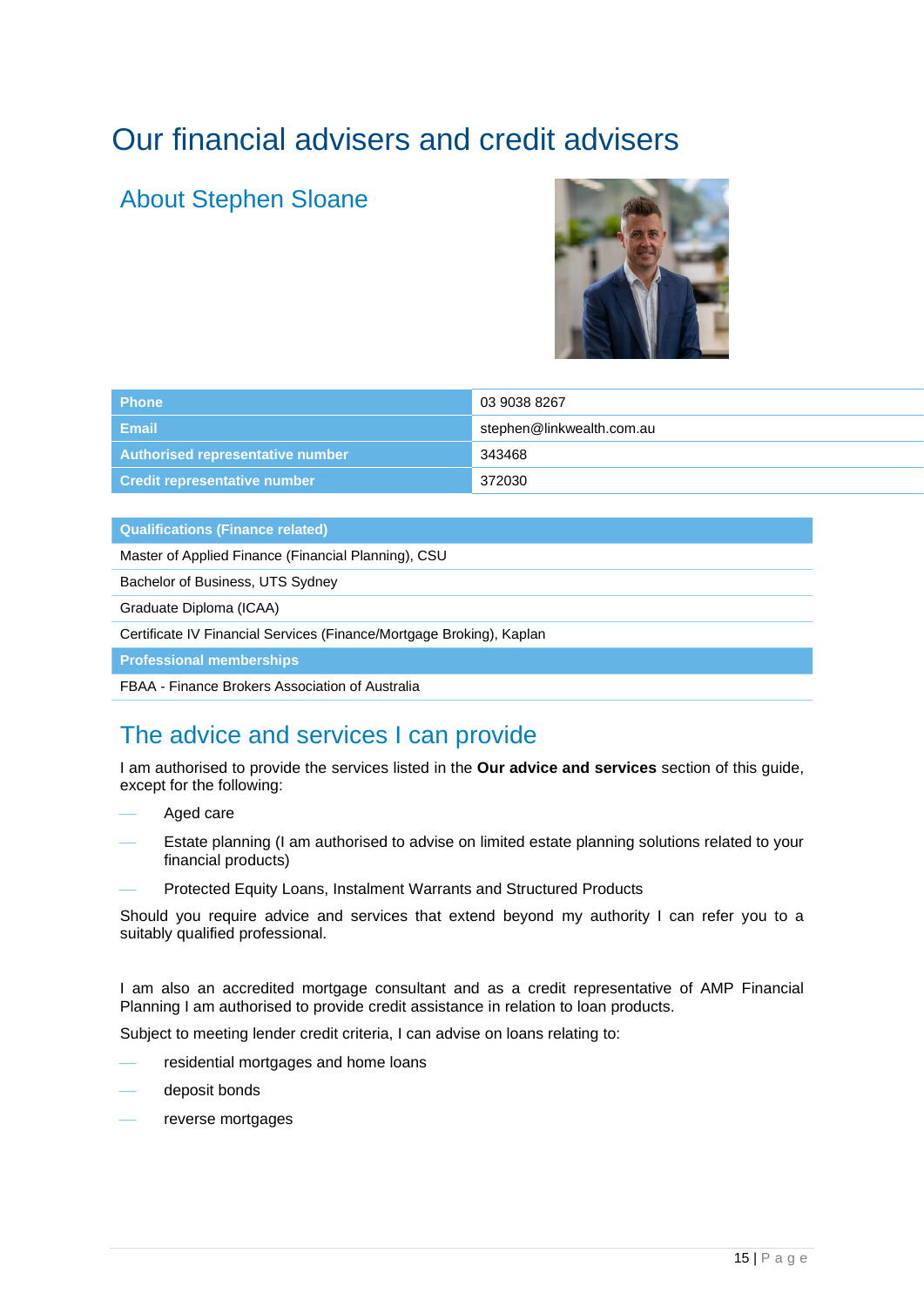# Our financial advisers and credit advisers

## About Stephen Sloane

| Phone | 03 9038 8267 |
|---|---|
| Email | stephen@linkwealth.com.au |
| Authorised representative number | 343468 |
| Credit representative number | 372030 |

| Qualifications (Finance related) |
|---|
| Master of Applied Finance (Financial Planning), CSU |
| Bachelor of Business, UTS Sydney |
| Graduate Diploma (ICAA) |
| Certificate IV Financial Services (Finance/Mortgage Broking), Kaplan |
| **Professional memberships** |
| FBAA - Finance Brokers Association of Australia |

## The advice and services I can provide

I am authorised to provide the services listed in the **Our advice and services** section of this guide, except for the following:

- Aged care
- Estate planning (I am authorised to advise on limited estate planning solutions related to your financial products)
- Protected Equity Loans, Instalment Warrants and Structured Products

Should you require advice and services that extend beyond my authority I can refer you to a suitably qualified professional.

I am also an accredited mortgage consultant and as a credit representative of AMP Financial Planning I am authorised to provide credit assistance in relation to loan products.

Subject to meeting lender credit criteria, I can advise on loans relating to:

- residential mortgages and home loans
- deposit bonds
- reverse mortgages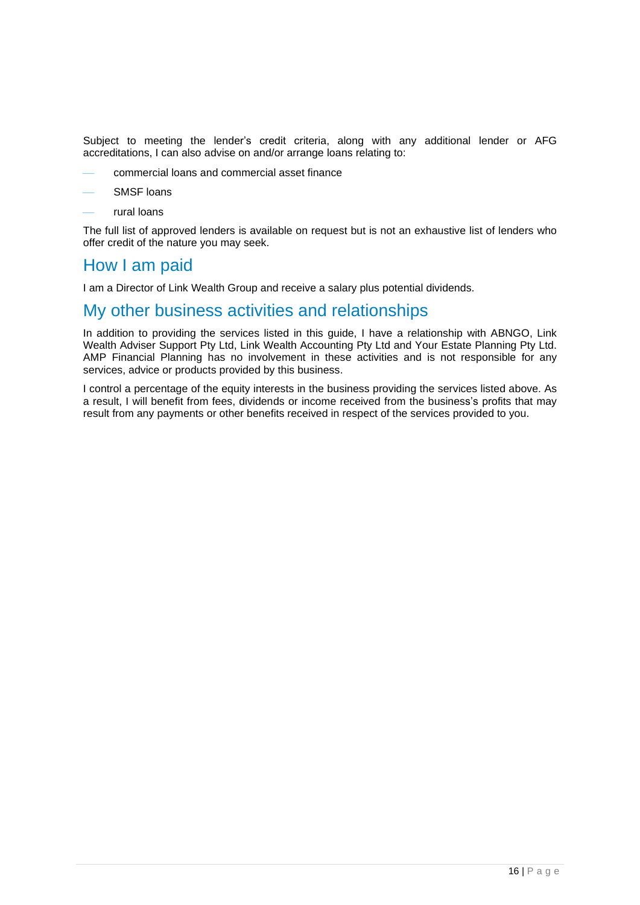Subject to meeting the lender's credit criteria, along with any additional lender or AFG accreditations, I can also advise on and/or arrange loans relating to:

- commercial loans and commercial asset finance
- SMSF loans
- rural loans

The full list of approved lenders is available on request but is not an exhaustive list of lenders who offer credit of the nature you may seek.

## How I am paid

I am a Director of Link Wealth Group and receive a salary plus potential dividends.

## My other business activities and relationships

In addition to providing the services listed in this guide, I have a relationship with ABNGO, Link Wealth Adviser Support Pty Ltd, Link Wealth Accounting Pty Ltd and Your Estate Planning Pty Ltd. AMP Financial Planning has no involvement in these activities and is not responsible for any services, advice or products provided by this business.

I control a percentage of the equity interests in the business providing the services listed above. As a result, I will benefit from fees, dividends or income received from the business's profits that may result from any payments or other benefits received in respect of the services provided to you.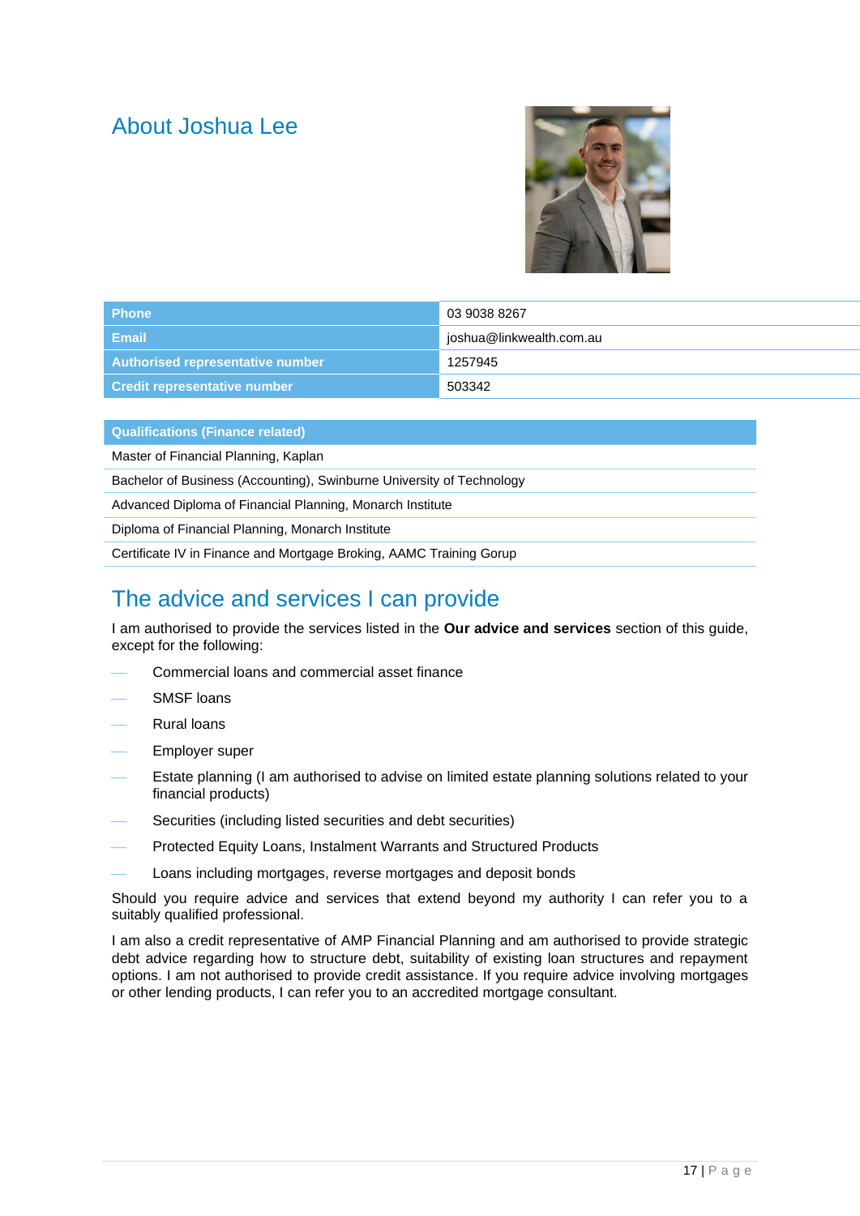## About Joshua Lee

| Phone | 03 9038 8267 |
|---|---|
| Email | joshua@linkwealth.com.au |
| Authorised representative number | 1257945 |
| Credit representative number | 503342 |

| Qualifications (Finance related) |
|---|
| Master of Financial Planning, Kaplan |
| Bachelor of Business (Accounting), Swinburne University of Technology |
| Advanced Diploma of Financial Planning, Monarch Institute |
| Diploma of Financial Planning, Monarch Institute |
| Certificate IV in Finance and Mortgage Broking, AAMC Training Gorup |

## The advice and services I can provide

I am authorised to provide the services listed in the **Our advice and services** section of this guide, except for the following:

- Commercial loans and commercial asset finance
- SMSF loans
- Rural loans
- Employer super
- Estate planning (I am authorised to advise on limited estate planning solutions related to your financial products)
- Securities (including listed securities and debt securities)
- Protected Equity Loans, Instalment Warrants and Structured Products
- Loans including mortgages, reverse mortgages and deposit bonds

Should you require advice and services that extend beyond my authority I can refer you to a suitably qualified professional.

I am also a credit representative of AMP Financial Planning and am authorised to provide strategic debt advice regarding how to structure debt, suitability of existing loan structures and repayment options. I am not authorised to provide credit assistance. If you require advice involving mortgages or other lending products, I can refer you to an accredited mortgage consultant.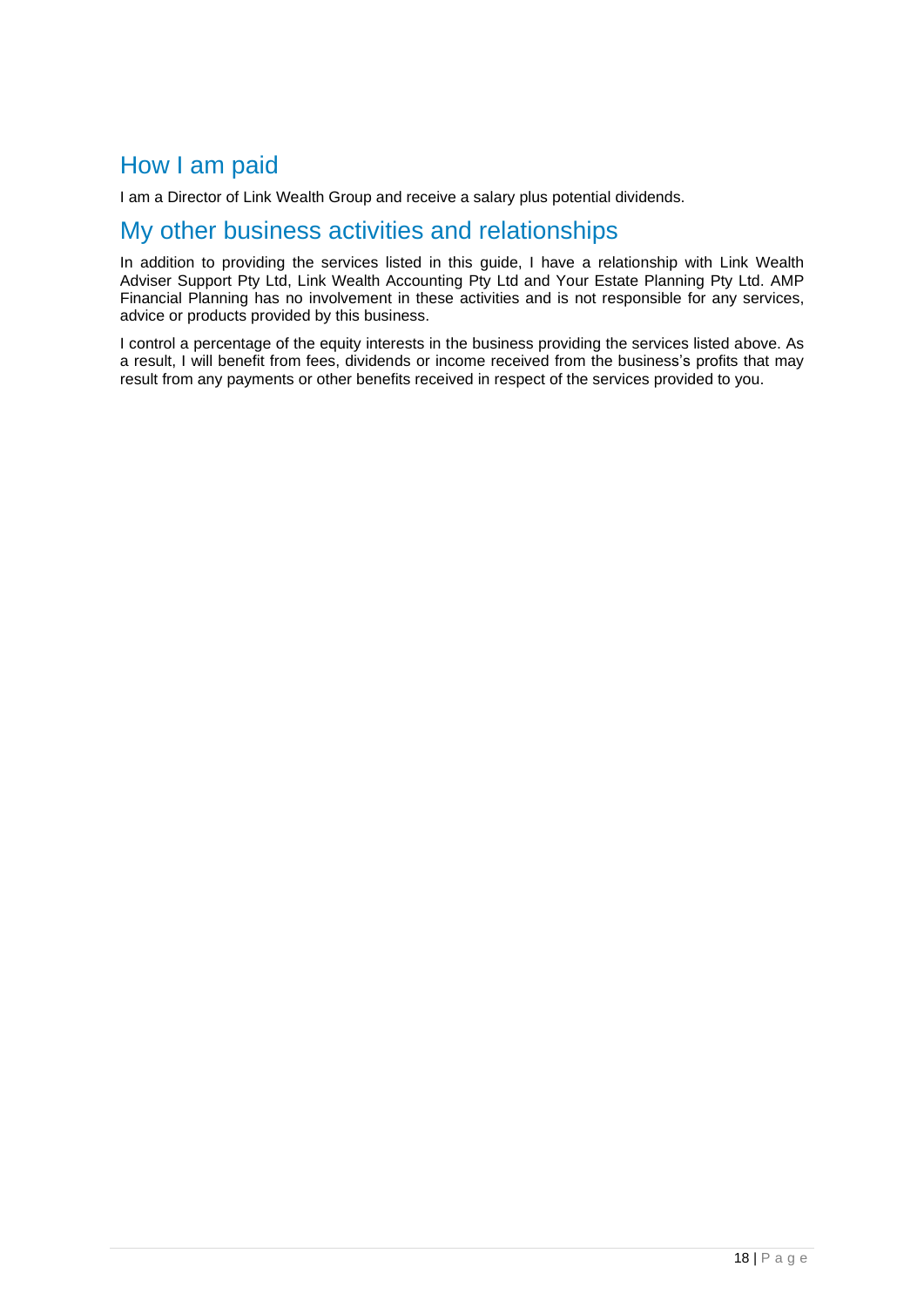## How I am paid

I am a Director of Link Wealth Group and receive a salary plus potential dividends.

## My other business activities and relationships

In addition to providing the services listed in this guide, I have a relationship with Link Wealth Adviser Support Pty Ltd, Link Wealth Accounting Pty Ltd and Your Estate Planning Pty Ltd. AMP Financial Planning has no involvement in these activities and is not responsible for any services, advice or products provided by this business.

I control a percentage of the equity interests in the business providing the services listed above. As a result, I will benefit from fees, dividends or income received from the business's profits that may result from any payments or other benefits received in respect of the services provided to you.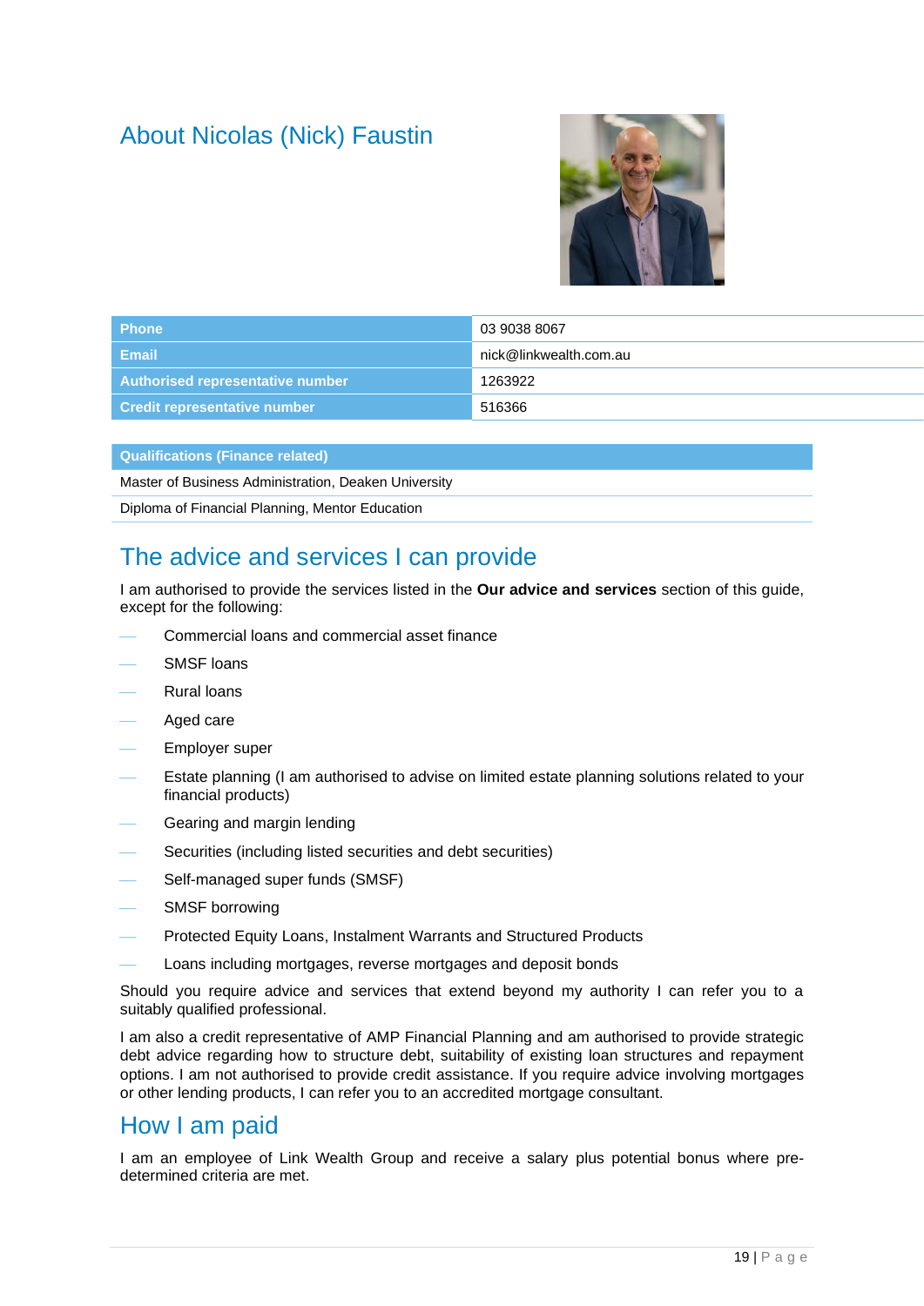# About Nicolas (Nick) Faustin

| | |
|---|---|
| **Phone** | 03 9038 8067 |
| **Email** | nick@linkwealth.com.au |
| **Authorised representative number** | 1263922 |
| **Credit representative number** | 516366 |

| **Qualifications (Finance related)** |
|---|
| Master of Business Administration, Deaken University |
| Diploma of Financial Planning, Mentor Education |

## The advice and services I can provide

I am authorised to provide the services listed in the **Our advice and services** section of this guide, except for the following:

- Commercial loans and commercial asset finance
- SMSF loans
- Rural loans
- Aged care
- Employer super
- Estate planning (I am authorised to advise on limited estate planning solutions related to your financial products)
- Gearing and margin lending
- Securities (including listed securities and debt securities)
- Self-managed super funds (SMSF)
- SMSF borrowing
- Protected Equity Loans, Instalment Warrants and Structured Products
- Loans including mortgages, reverse mortgages and deposit bonds

Should you require advice and services that extend beyond my authority I can refer you to a suitably qualified professional.

I am also a credit representative of AMP Financial Planning and am authorised to provide strategic debt advice regarding how to structure debt, suitability of existing loan structures and repayment options. I am not authorised to provide credit assistance. If you require advice involving mortgages or other lending products, I can refer you to an accredited mortgage consultant.

## How I am paid

I am an employee of Link Wealth Group and receive a salary plus potential bonus where pre-determined criteria are met.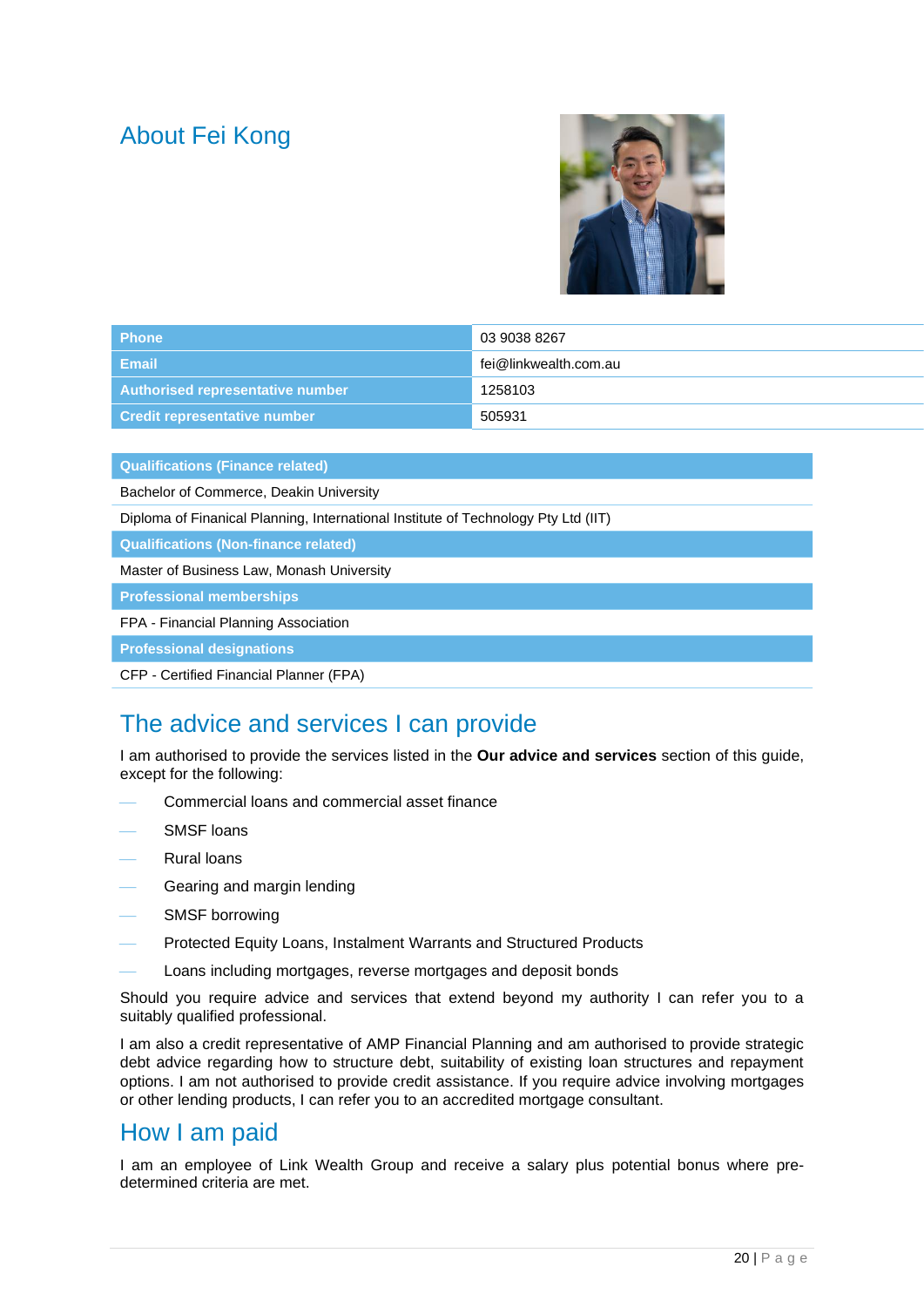## About Fei Kong

| Phone | 03 9038 8267 |
|---|---|
| Email | fei@linkwealth.com.au |
| Authorised representative number | 1258103 |
| Credit representative number | 505931 |

| Qualifications (Finance related) |
|---|
| Bachelor of Commerce, Deakin University |
| Diploma of Finanical Planning, International Institute of Technology Pty Ltd (IIT) |
| **Qualifications (Non-finance related)** |
| Master of Business Law, Monash University |
| **Professional memberships** |
| FPA - Financial Planning Association |
| **Professional designations** |
| CFP - Certified Financial Planner (FPA) |

## The advice and services I can provide

I am authorised to provide the services listed in the **Our advice and services** section of this guide, except for the following:

- Commercial loans and commercial asset finance
- SMSF loans
- Rural loans
- Gearing and margin lending
- SMSF borrowing
- Protected Equity Loans, Instalment Warrants and Structured Products
- Loans including mortgages, reverse mortgages and deposit bonds

Should you require advice and services that extend beyond my authority I can refer you to a suitably qualified professional.

I am also a credit representative of AMP Financial Planning and am authorised to provide strategic debt advice regarding how to structure debt, suitability of existing loan structures and repayment options. I am not authorised to provide credit assistance. If you require advice involving mortgages or other lending products, I can refer you to an accredited mortgage consultant.

## How I am paid

I am an employee of Link Wealth Group and receive a salary plus potential bonus where pre-determined criteria are met.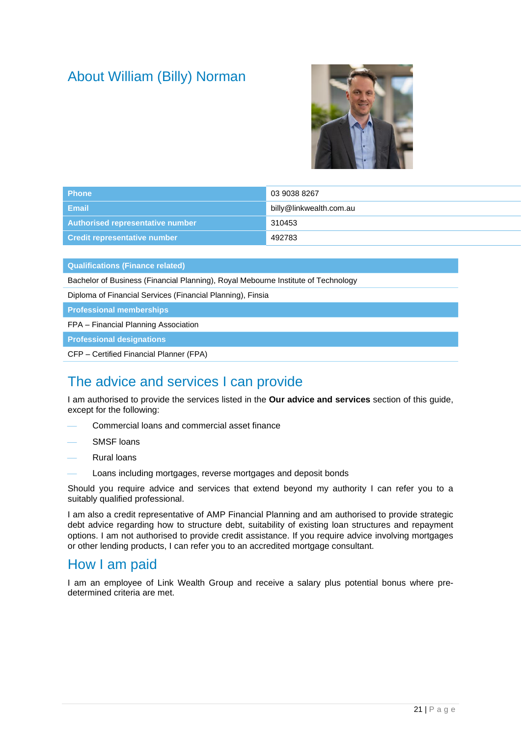## About William (Billy) Norman

| Phone | 03 9038 8267 |
|---|---|
| Email | billy@linkwealth.com.au |
| Authorised representative number | 310453 |
| Credit representative number | 492783 |

| Qualifications (Finance related) |
|---|
| Bachelor of Business (Financial Planning), Royal Meboume Institute of Technology |
| Diploma of Financial Services (Financial Planning), Finsia |
| **Professional memberships** |
| FPA – Financial Planning Association |
| **Professional designations** |
| CFP – Certified Financial Planner (FPA) |

## The advice and services I can provide

I am authorised to provide the services listed in the **Our advice and services** section of this guide, except for the following:

- Commercial loans and commercial asset finance
- SMSF loans
- Rural loans
- Loans including mortgages, reverse mortgages and deposit bonds

Should you require advice and services that extend beyond my authority I can refer you to a suitably qualified professional.

I am also a credit representative of AMP Financial Planning and am authorised to provide strategic debt advice regarding how to structure debt, suitability of existing loan structures and repayment options. I am not authorised to provide credit assistance. If you require advice involving mortgages or other lending products, I can refer you to an accredited mortgage consultant.

## How I am paid

I am an employee of Link Wealth Group and receive a salary plus potential bonus where pre-determined criteria are met.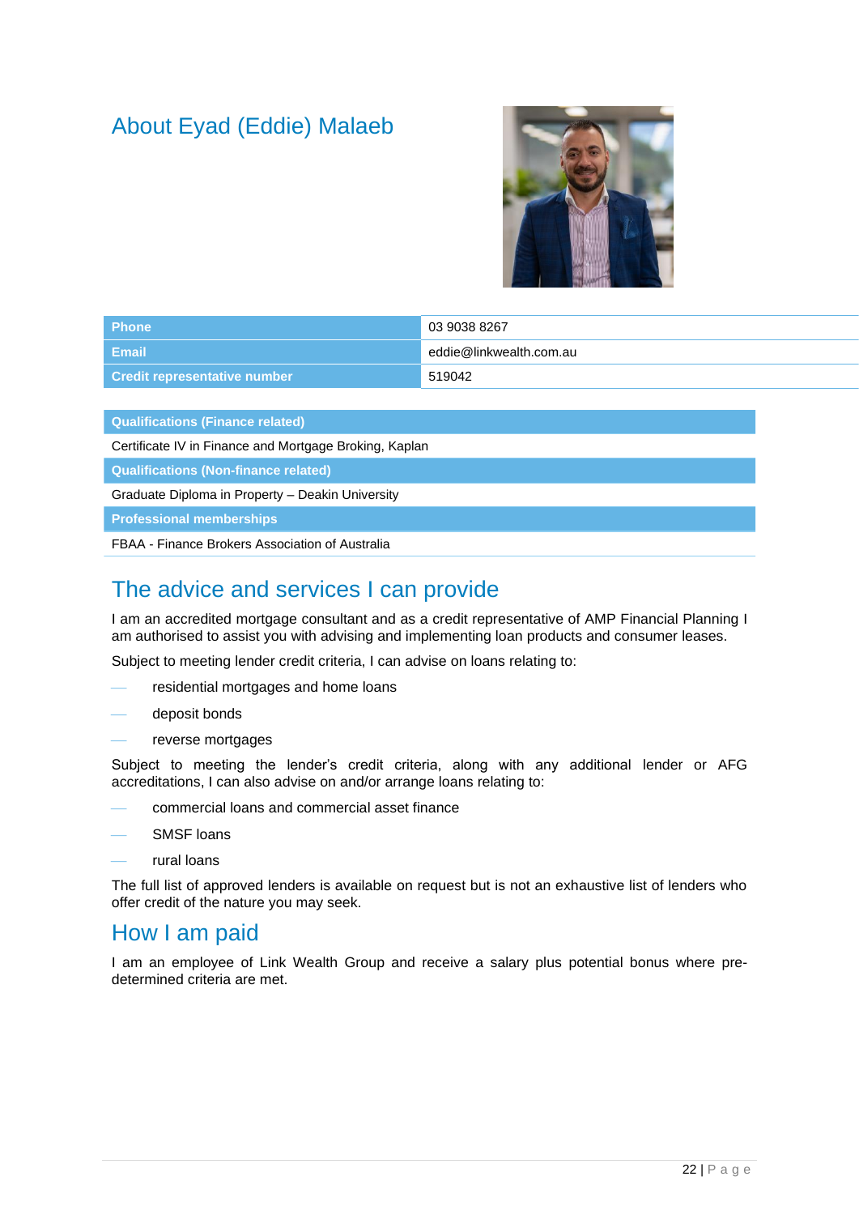# About Eyad (Eddie) Malaeb

| Phone | 03 9038 8267 |
|---|---|
| Email | eddie@linkwealth.com.au |
| Credit representative number | 519042 |

| Qualifications (Finance related) |
|---|
| Certificate IV in Finance and Mortgage Broking, Kaplan |
| **Qualifications (Non-finance related)** |
| Graduate Diploma in Property – Deakin University |
| **Professional memberships** |
| FBAA - Finance Brokers Association of Australia |

## The advice and services I can provide

I am an accredited mortgage consultant and as a credit representative of AMP Financial Planning I am authorised to assist you with advising and implementing loan products and consumer leases.

Subject to meeting lender credit criteria, I can advise on loans relating to:

- residential mortgages and home loans
- deposit bonds
- reverse mortgages

Subject to meeting the lender's credit criteria, along with any additional lender or AFG accreditations, I can also advise on and/or arrange loans relating to:

- commercial loans and commercial asset finance
- SMSF loans
- rural loans

The full list of approved lenders is available on request but is not an exhaustive list of lenders who offer credit of the nature you may seek.

## How I am paid

I am an employee of Link Wealth Group and receive a salary plus potential bonus where pre-determined criteria are met.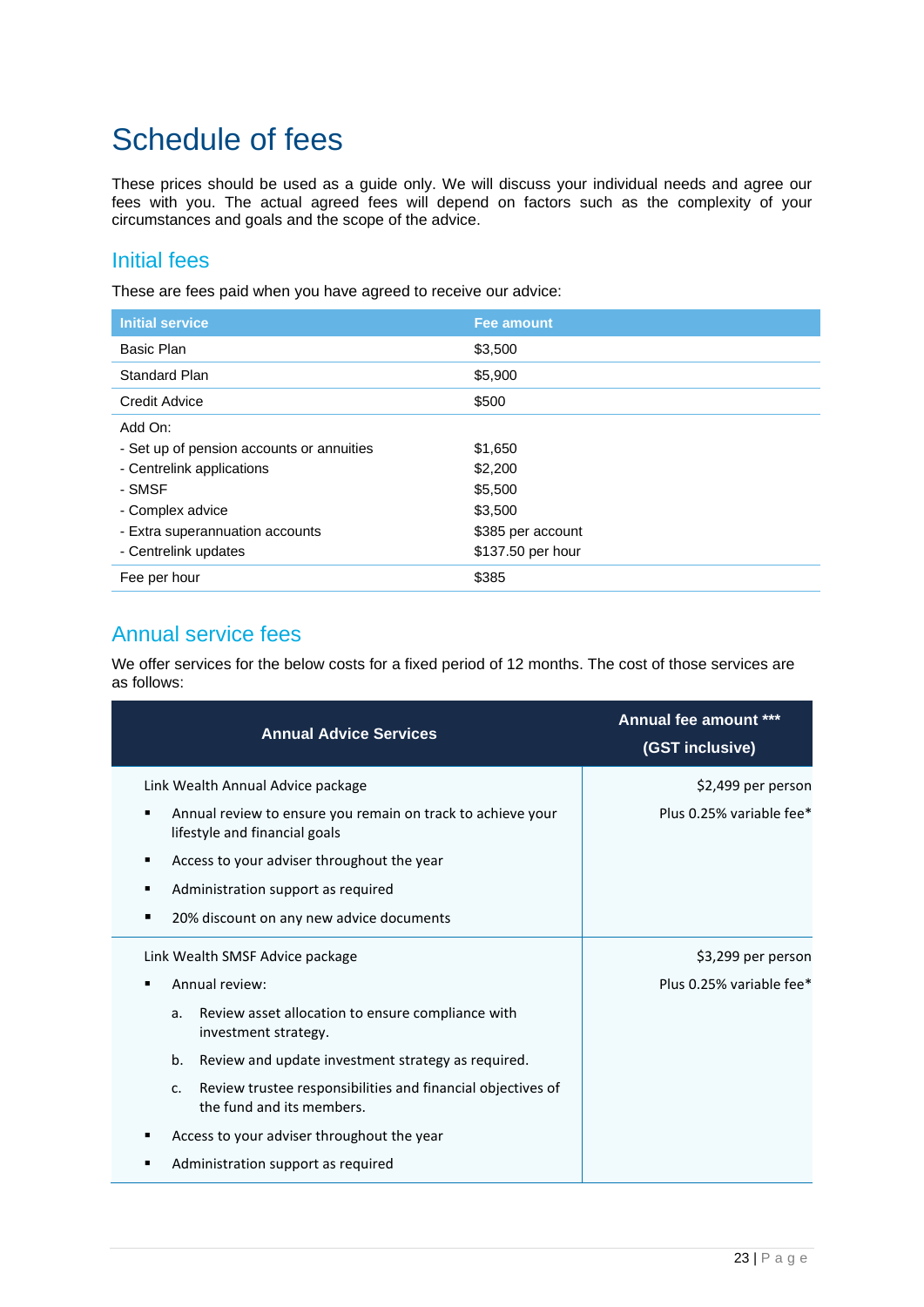# Schedule of fees

These prices should be used as a guide only. We will discuss your individual needs and agree our fees with you. The actual agreed fees will depend on factors such as the complexity of your circumstances and goals and the scope of the advice.

## Initial fees

These are fees paid when you have agreed to receive our advice:

| Initial service | Fee amount |
|---|---|
| Basic Plan | $3,500 |
| Standard Plan | $5,900 |
| Credit Advice | $500 |
| Add On:<br>- Set up of pension accounts or annuities<br>- Centrelink applications<br>- SMSF<br>- Complex advice<br>- Extra superannuation accounts<br>- Centrelink updates | <br>$1,650<br>$2,200<br>$5,500<br>$3,500<br>$385 per account<br>$137.50 per hour |
| Fee per hour | $385 |

## Annual service fees

We offer services for the below costs for a fixed period of 12 months. The cost of those services are as follows:

| Annual Advice Services | Annual fee amount ***<br>(GST inclusive) |
|---|---|
| Link Wealth Annual Advice package<br>▪ Annual review to ensure you remain on track to achieve your lifestyle and financial goals<br>▪ Access to your adviser throughout the year<br>▪ Administration support as required<br>▪ 20% discount on any new advice documents | $2,499 per person<br>Plus 0.25% variable fee* |
| Link Wealth SMSF Advice package<br>▪ Annual review:<br>a. Review asset allocation to ensure compliance with investment strategy.<br>b. Review and update investment strategy as required.<br>c. Review trustee responsibilities and financial objectives of the fund and its members.<br>▪ Access to your adviser throughout the year<br>▪ Administration support as required | $3,299 per person<br>Plus 0.25% variable fee* |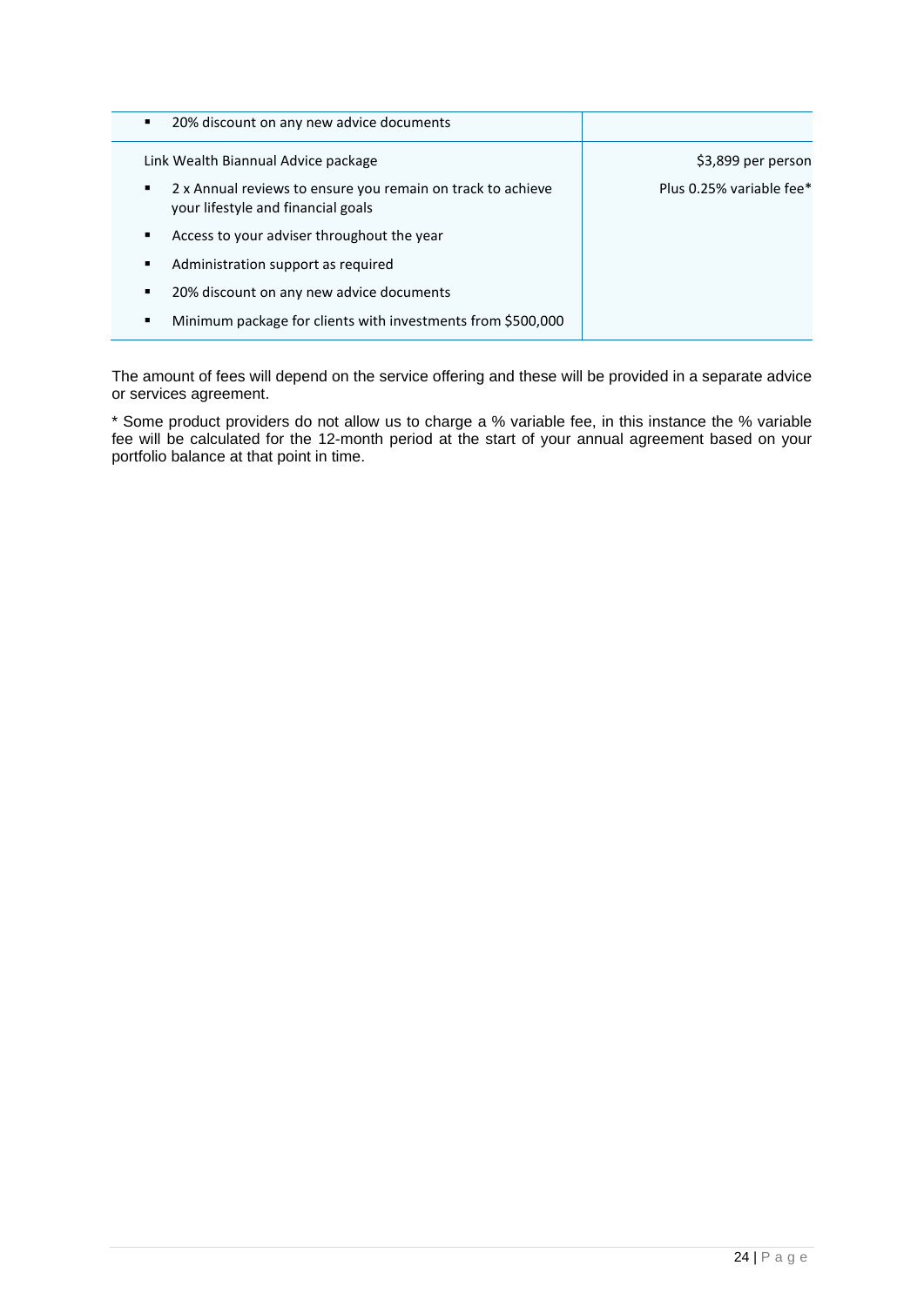| | |
|---|---|
| ▪ 20% discount on any new advice documents | |
| Link Wealth Biannual Advice package<br>▪ 2 x Annual reviews to ensure you remain on track to achieve your lifestyle and financial goals<br>▪ Access to your adviser throughout the year<br>▪ Administration support as required<br>▪ 20% discount on any new advice documents<br>▪ Minimum package for clients with investments from $500,000 | $3,899 per person<br>Plus 0.25% variable fee* |

The amount of fees will depend on the service offering and these will be provided in a separate advice or services agreement.

* Some product providers do not allow us to charge a % variable fee, in this instance the % variable fee will be calculated for the 12-month period at the start of your annual agreement based on your portfolio balance at that point in time.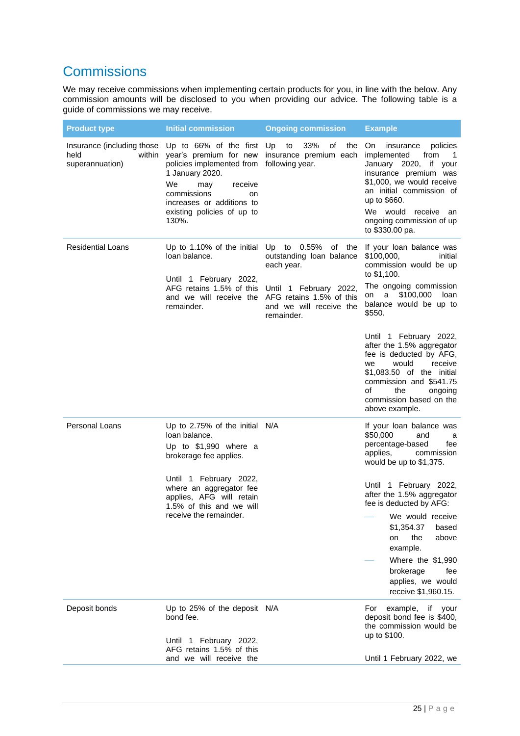# Commissions

We may receive commissions when implementing certain products for you, in line with the below. Any commission amounts will be disclosed to you when providing our advice. The following table is a guide of commissions we may receive.

| Product type | Initial commission | Ongoing commission | Example |
|---|---|---|---|
| Insurance (including those held within superannuation) | Up to 66% of the first year's premium for new policies implemented from 1 January 2020.<br><br>We may receive commissions on increases or additions to existing policies of up to 130%. | Up to 33% of the insurance premium each following year. | On insurance policies implemented from 1 January 2020, if your insurance premium was $1,000, we would receive an initial commission of up to $660.<br><br>We would receive an ongoing commission of up to $330.00 pa. |
| Residential Loans | Up to 1.10% of the initial loan balance.<br><br>Until 1 February 2022, AFG retains 1.5% of this and we will receive the remainder. | Up to 0.55% of the outstanding loan balance each year.<br><br>Until 1 February 2022, AFG retains 1.5% of this and we will receive the remainder. | If your loan balance was $100,000, initial commission would be up to $1,100.<br><br>The ongoing commission on a $100,000 loan balance would be up to $550.<br><br>Until 1 February 2022, after the 1.5% aggregator fee is deducted by AFG, we would receive $1,083.50 of the initial commission and $541.75 of the ongoing commission based on the above example. |
| Personal Loans | Up to 2.75% of the initial loan balance.<br><br>Up to $1,990 where a brokerage fee applies.<br><br>Until 1 February 2022, where an aggregator fee applies, AFG will retain 1.5% of this and we will receive the remainder. | N/A | If your loan balance was $50,000 and a percentage-based fee applies, commission would be up to $1,375.<br><br>Until 1 February 2022, after the 1.5% aggregator fee is deducted by AFG:<br>— We would receive $1,354.37 based on the above example.<br>— Where the $1,990 brokerage fee applies, we would receive $1,960.15. |
| Deposit bonds | Up to 25% of the deposit bond fee.<br><br>Until 1 February 2022, AFG retains 1.5% of this and we will receive the | N/A | For example, if your deposit bond fee is $400, the commission would be up to $100.<br><br>Until 1 February 2022, we |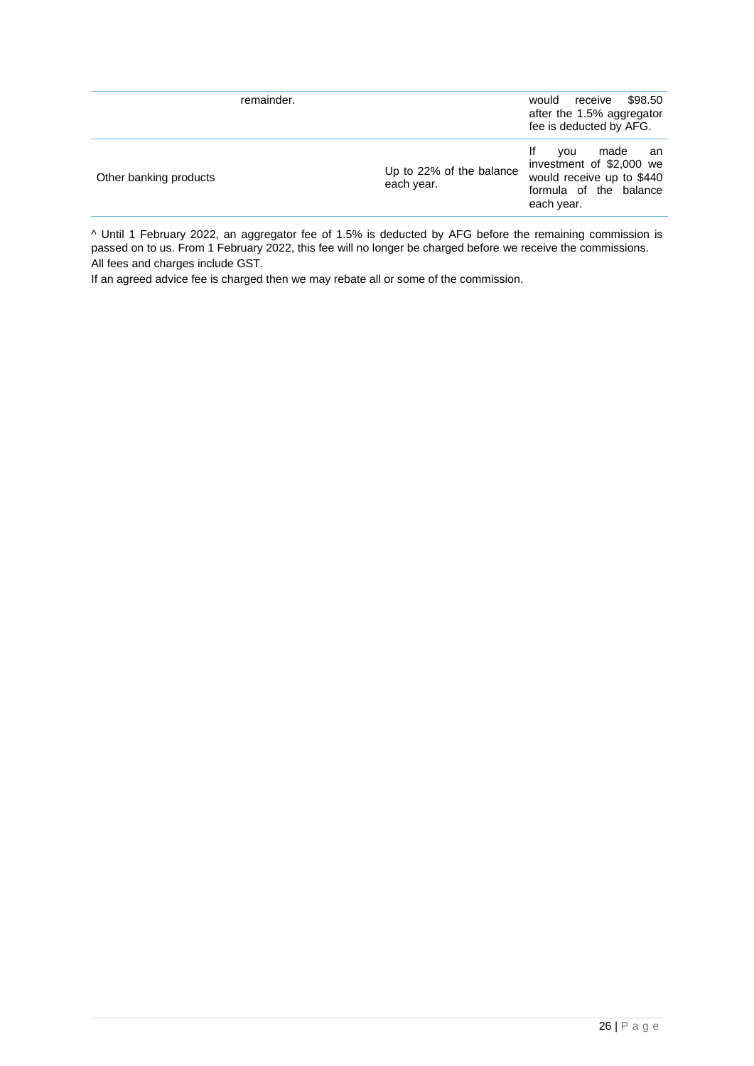| | | |
|---|---|---|
| remainder. | | would receive $98.50 after the 1.5% aggregator fee is deducted by AFG. |
| Other banking products | Up to 22% of the balance each year. | If you made an investment of $2,000 we would receive up to $440 formula of the balance each year. |

^ Until 1 February 2022, an aggregator fee of 1.5% is deducted by AFG before the remaining commission is passed on to us. From 1 February 2022, this fee will no longer be charged before we receive the commissions.

All fees and charges include GST.

If an agreed advice fee is charged then we may rebate all or some of the commission.